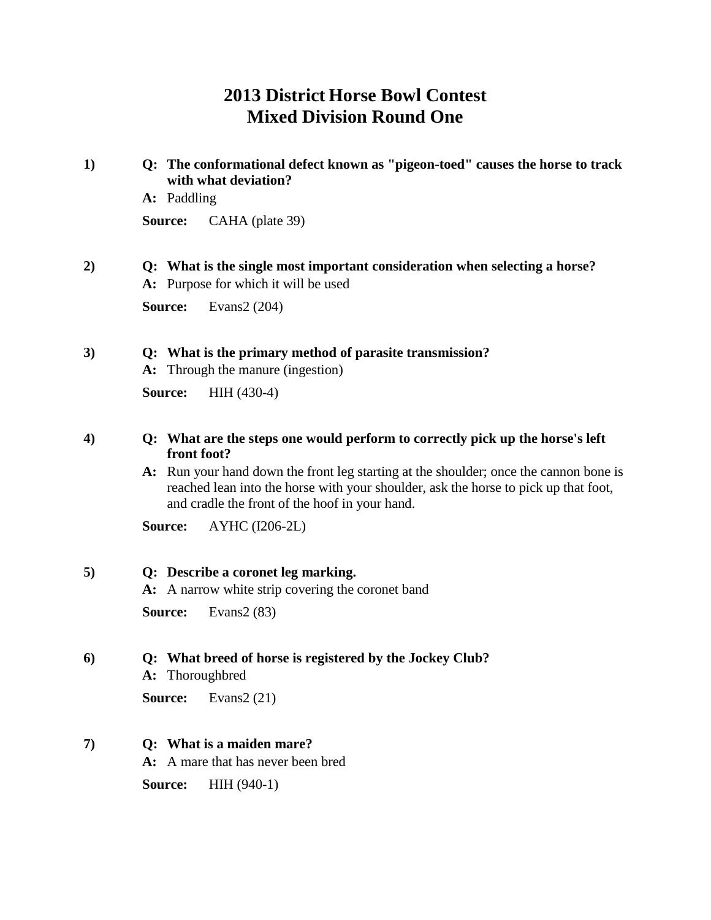# 2013 District Horse Bowl Contest
# Mixed Division Round One

**1)** **Q: The conformational defect known as "pigeon-toed" causes the horse to track with what deviation?**

**A:** Paddling

**Source:** CAHA (plate 39)

**2)** **Q: What is the single most important consideration when selecting a horse?**

**A:** Purpose for which it will be used

**Source:** Evans2 (204)

**3)** **Q: What is the primary method of parasite transmission?**

**A:** Through the manure (ingestion)

**Source:** HIH (430-4)

**4)** **Q: What are the steps one would perform to correctly pick up the horse's left front foot?**

**A:** Run your hand down the front leg starting at the shoulder; once the cannon bone is reached lean into the horse with your shoulder, ask the horse to pick up that foot, and cradle the front of the hoof in your hand.

**Source:** AYHC (I206-2L)

**5)** **Q: Describe a coronet leg marking.**

**A:** A narrow white strip covering the coronet band

**Source:** Evans2 (83)

**6)** **Q: What breed of horse is registered by the Jockey Club?**

**A:** Thoroughbred

**Source:** Evans2 (21)

**7)** **Q: What is a maiden mare?**

**A:** A mare that has never been bred

**Source:** HIH (940-1)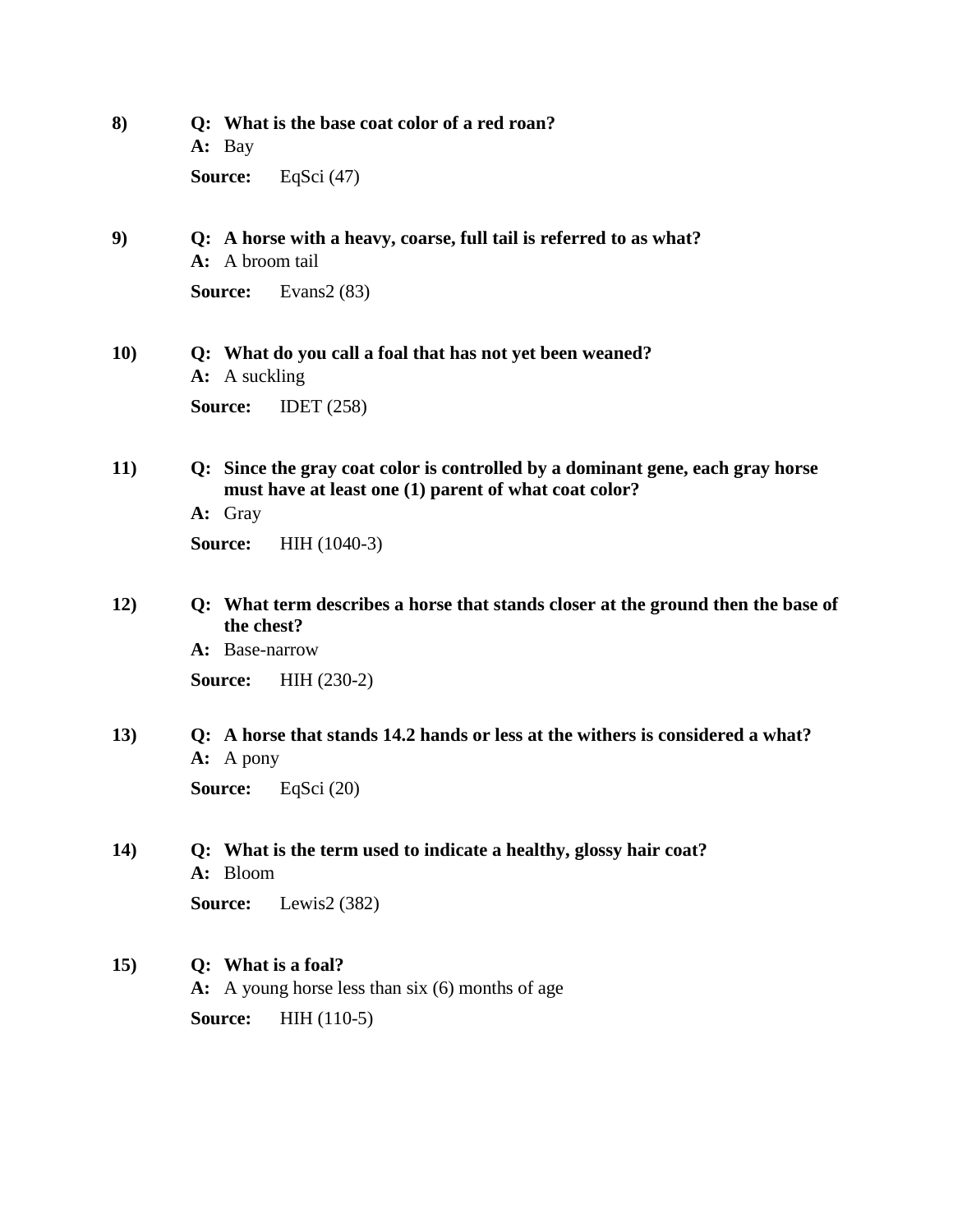**8)** **Q: What is the base coat color of a red roan?**

**A:** Bay

**Source:** EqSci (47)

**9)** **Q: A horse with a heavy, coarse, full tail is referred to as what?**

**A:** A broom tail

**Source:** Evans2 (83)

**10)** **Q: What do you call a foal that has not yet been weaned?**

**A:** A suckling

**Source:** IDET (258)

**11)** **Q: Since the gray coat color is controlled by a dominant gene, each gray horse must have at least one (1) parent of what coat color?**

**A:** Gray

**Source:** HIH (1040-3)

**12)** **Q: What term describes a horse that stands closer at the ground then the base of the chest?**

**A:** Base-narrow

**Source:** HIH (230-2)

**13)** **Q: A horse that stands 14.2 hands or less at the withers is considered a what?**

**A:** A pony

**Source:** EqSci (20)

**14)** **Q: What is the term used to indicate a healthy, glossy hair coat?**

**A:** Bloom

**Source:** Lewis2 (382)

**15)** **Q: What is a foal?**

**A:** A young horse less than six (6) months of age

**Source:** HIH (110-5)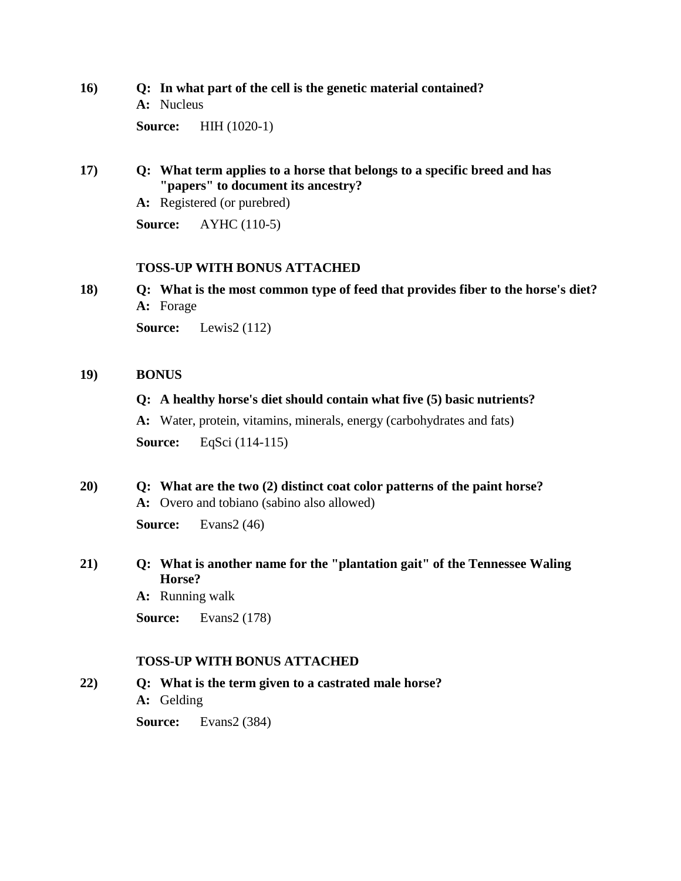**16)** **Q: In what part of the cell is the genetic material contained?**

**A:** Nucleus

**Source:** HIH (1020-1)

**17)** **Q: What term applies to a horse that belongs to a specific breed and has "papers" to document its ancestry?**

**A:** Registered (or purebred)

**Source:** AYHC (110-5)

**TOSS-UP WITH BONUS ATTACHED**

**18)** **Q: What is the most common type of feed that provides fiber to the horse's diet?**

**A:** Forage

**Source:** Lewis2 (112)

**19)** **BONUS**

**Q: A healthy horse's diet should contain what five (5) basic nutrients?**

**A:** Water, protein, vitamins, minerals, energy (carbohydrates and fats)

**Source:** EqSci (114-115)

**20)** **Q: What are the two (2) distinct coat color patterns of the paint horse?**

**A:** Overo and tobiano (sabino also allowed)

**Source:** Evans2 (46)

**21)** **Q: What is another name for the "plantation gait" of the Tennessee Waling Horse?**

**A:** Running walk

**Source:** Evans2 (178)

**TOSS-UP WITH BONUS ATTACHED**

**22)** **Q: What is the term given to a castrated male horse?**

**A:** Gelding

**Source:** Evans2 (384)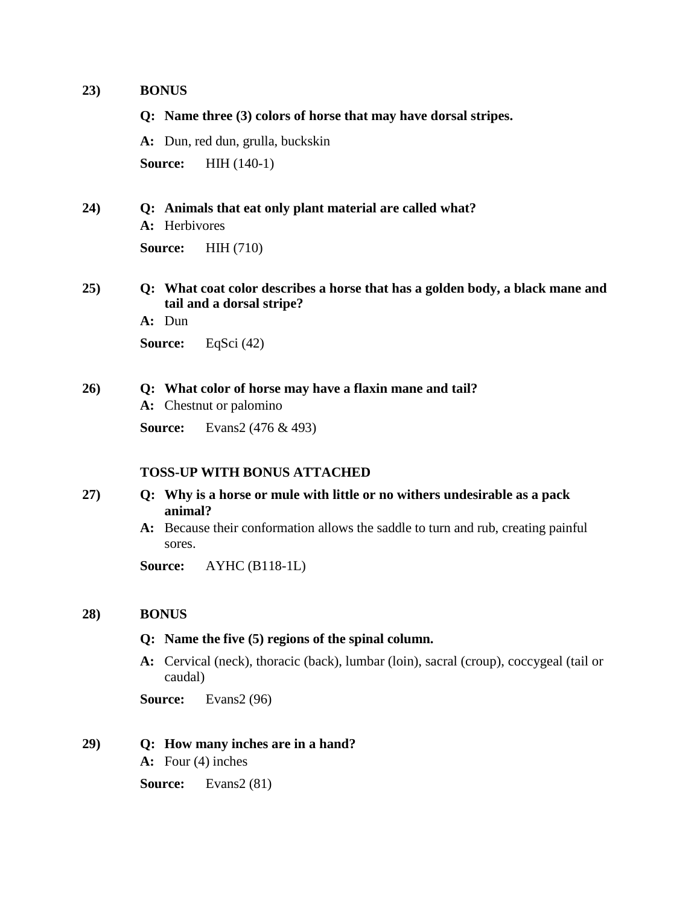**23)** **BONUS**

**Q: Name three (3) colors of horse that may have dorsal stripes.**

**A:** Dun, red dun, grulla, buckskin

**Source:** HIH (140-1)

**24)** **Q: Animals that eat only plant material are called what?**

**A:** Herbivores

**Source:** HIH (710)

**25)** **Q: What coat color describes a horse that has a golden body, a black mane and tail and a dorsal stripe?**

**A:** Dun

**Source:** EqSci (42)

**26)** **Q: What color of horse may have a flaxin mane and tail?**

**A:** Chestnut or palomino

**Source:** Evans2 (476 & 493)

**TOSS-UP WITH BONUS ATTACHED**

**27)** **Q: Why is a horse or mule with little or no withers undesirable as a pack animal?**

**A:** Because their conformation allows the saddle to turn and rub, creating painful sores.

**Source:** AYHC (B118-1L)

**28)** **BONUS**

**Q: Name the five (5) regions of the spinal column.**

**A:** Cervical (neck), thoracic (back), lumbar (loin), sacral (croup), coccygeal (tail or caudal)

**Source:** Evans2 (96)

**29)** **Q: How many inches are in a hand?**

**A:** Four (4) inches

**Source:** Evans2 (81)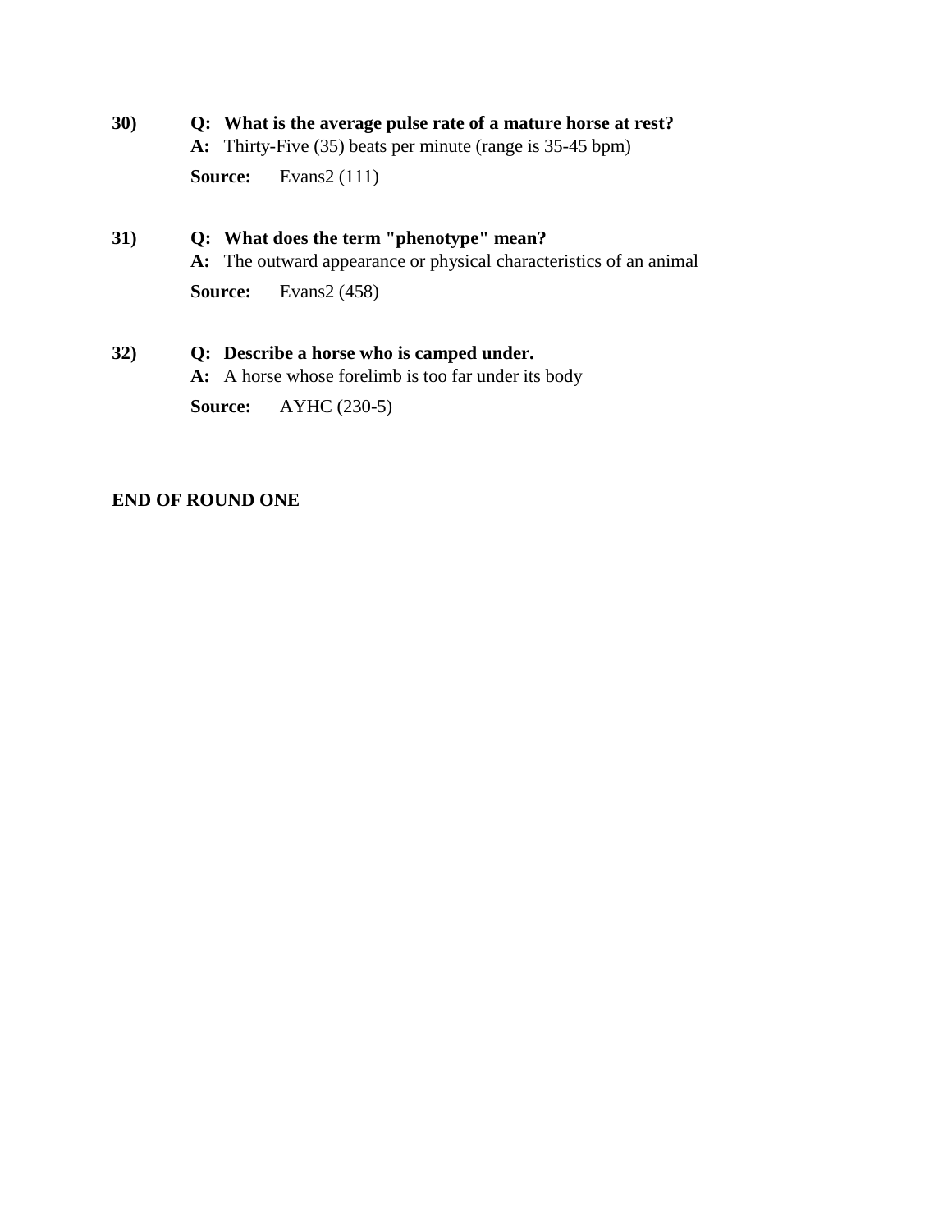**30)** **Q: What is the average pulse rate of a mature horse at rest?**
**A:** Thirty-Five (35) beats per minute (range is 35-45 bpm)
**Source:** Evans2 (111)

**31)** **Q: What does the term "phenotype" mean?**
**A:** The outward appearance or physical characteristics of an animal
**Source:** Evans2 (458)

**32)** **Q: Describe a horse who is camped under.**
**A:** A horse whose forelimb is too far under its body
**Source:** AYHC (230-5)

**END OF ROUND ONE**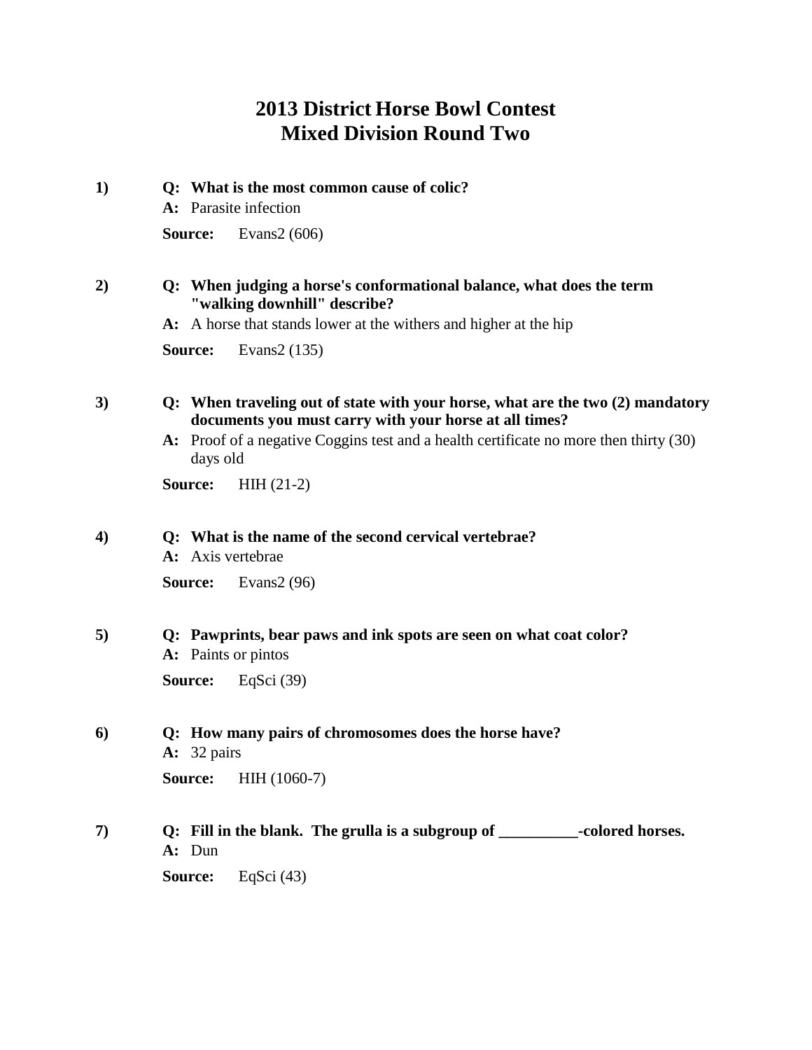# 2013 District Horse Bowl Contest
## Mixed Division Round Two

**1)** **Q: What is the most common cause of colic?**

**A:** Parasite infection

**Source:** Evans2 (606)

**2)** **Q: When judging a horse's conformational balance, what does the term "walking downhill" describe?**

**A:** A horse that stands lower at the withers and higher at the hip

**Source:** Evans2 (135)

**3)** **Q: When traveling out of state with your horse, what are the two (2) mandatory documents you must carry with your horse at all times?**

**A:** Proof of a negative Coggins test and a health certificate no more then thirty (30) days old

**Source:** HIH (21-2)

**4)** **Q: What is the name of the second cervical vertebrae?**

**A:** Axis vertebrae

**Source:** Evans2 (96)

**5)** **Q: Pawprints, bear paws and ink spots are seen on what coat color?**

**A:** Paints or pintos

**Source:** EqSci (39)

**6)** **Q: How many pairs of chromosomes does the horse have?**

**A:** 32 pairs

**Source:** HIH (1060-7)

**7)** **Q: Fill in the blank. The grulla is a subgroup of __________-colored horses.**

**A:** Dun

**Source:** EqSci (43)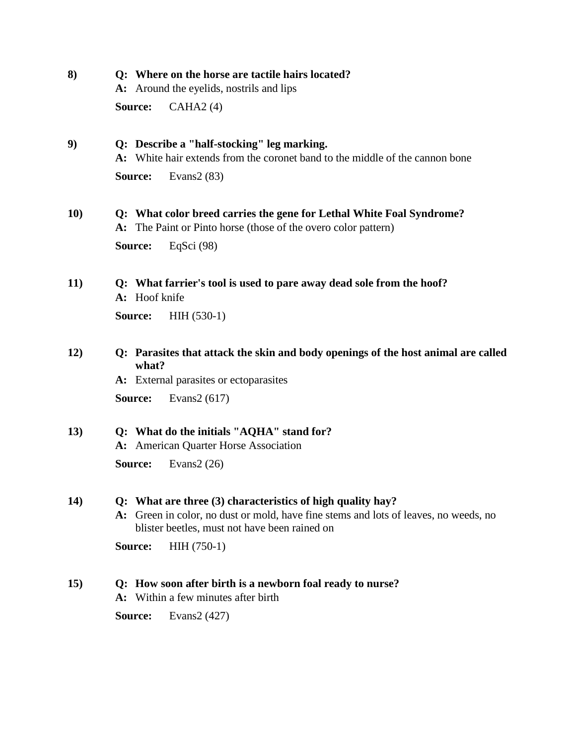**8)** **Q: Where on the horse are tactile hairs located?**

**A:** Around the eyelids, nostrils and lips

**Source:** CAHA2 (4)

**9)** **Q: Describe a "half-stocking" leg marking.**

**A:** White hair extends from the coronet band to the middle of the cannon bone

**Source:** Evans2 (83)

**10)** **Q: What color breed carries the gene for Lethal White Foal Syndrome?**

**A:** The Paint or Pinto horse (those of the overo color pattern)

**Source:** EqSci (98)

**11)** **Q: What farrier's tool is used to pare away dead sole from the hoof?**

**A:** Hoof knife

**Source:** HIH (530-1)

**12)** **Q: Parasites that attack the skin and body openings of the host animal are called what?**

**A:** External parasites or ectoparasites

**Source:** Evans2 (617)

**13)** **Q: What do the initials "AQHA" stand for?**

**A:** American Quarter Horse Association

**Source:** Evans2 (26)

**14)** **Q: What are three (3) characteristics of high quality hay?**

**A:** Green in color, no dust or mold, have fine stems and lots of leaves, no weeds, no blister beetles, must not have been rained on

**Source:** HIH (750-1)

**15)** **Q: How soon after birth is a newborn foal ready to nurse?**

**A:** Within a few minutes after birth

**Source:** Evans2 (427)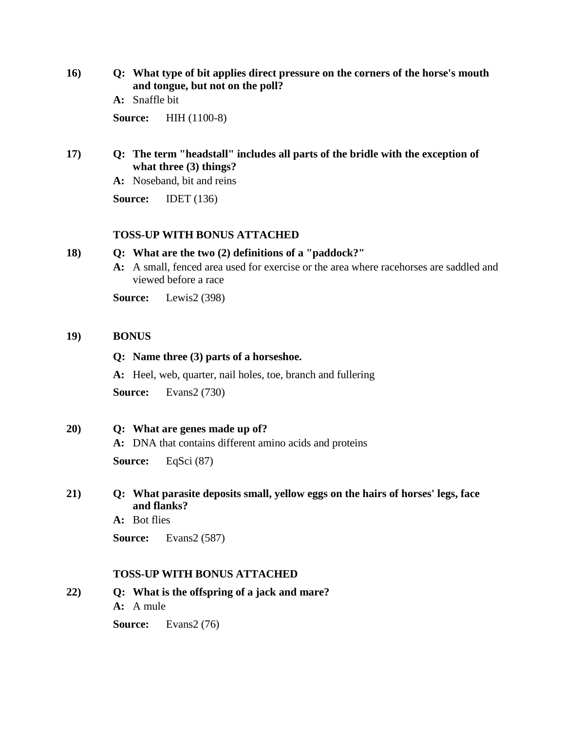16) **Q: What type of bit applies direct pressure on the corners of the horse's mouth and tongue, but not on the poll?**

**A:** Snaffle bit

**Source:** HIH (1100-8)

17) **Q: The term "headstall" includes all parts of the bridle with the exception of what three (3) things?**

**A:** Noseband, bit and reins

**Source:** IDET (136)

**TOSS-UP WITH BONUS ATTACHED**

18) **Q: What are the two (2) definitions of a "paddock?"**

**A:** A small, fenced area used for exercise or the area where racehorses are saddled and viewed before a race

**Source:** Lewis2 (398)

19) **BONUS**

**Q: Name three (3) parts of a horseshoe.**

**A:** Heel, web, quarter, nail holes, toe, branch and fullering

**Source:** Evans2 (730)

20) **Q: What are genes made up of?**

**A:** DNA that contains different amino acids and proteins

**Source:** EqSci (87)

21) **Q: What parasite deposits small, yellow eggs on the hairs of horses' legs, face and flanks?**

**A:** Bot flies

**Source:** Evans2 (587)

**TOSS-UP WITH BONUS ATTACHED**

22) **Q: What is the offspring of a jack and mare?**

**A:** A mule

**Source:** Evans2 (76)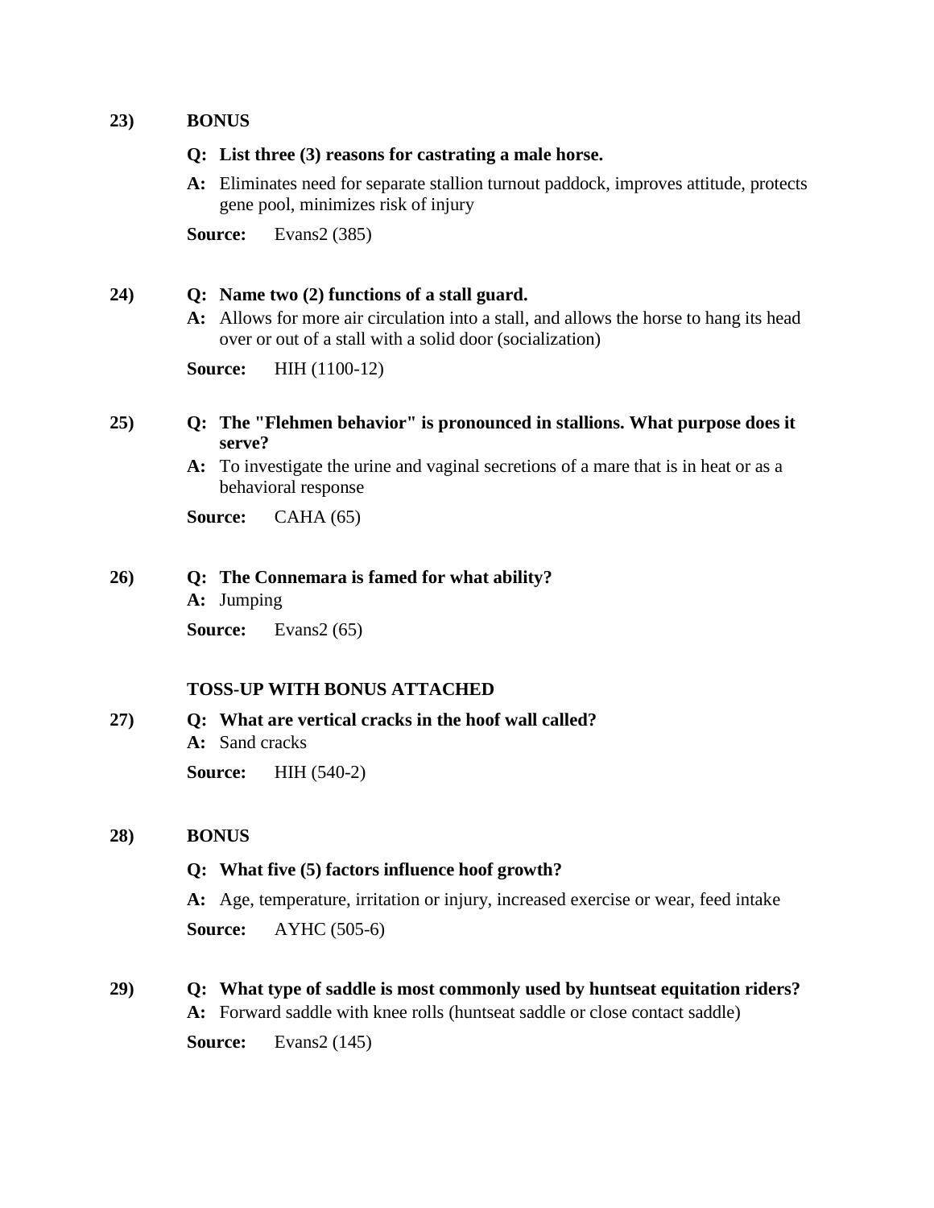**23)** **BONUS**

**Q: List three (3) reasons for castrating a male horse.**

**A:** Eliminates need for separate stallion turnout paddock, improves attitude, protects gene pool, minimizes risk of injury

**Source:** Evans2 (385)

**24)** **Q: Name two (2) functions of a stall guard.**

**A:** Allows for more air circulation into a stall, and allows the horse to hang its head over or out of a stall with a solid door (socialization)

**Source:** HIH (1100-12)

**25)** **Q: The "Flehmen behavior" is pronounced in stallions. What purpose does it serve?**

**A:** To investigate the urine and vaginal secretions of a mare that is in heat or as a behavioral response

**Source:** CAHA (65)

**26)** **Q: The Connemara is famed for what ability?**

**A:** Jumping

**Source:** Evans2 (65)

**TOSS-UP WITH BONUS ATTACHED**

**27)** **Q: What are vertical cracks in the hoof wall called?**

**A:** Sand cracks

**Source:** HIH (540-2)

**28)** **BONUS**

**Q: What five (5) factors influence hoof growth?**

**A:** Age, temperature, irritation or injury, increased exercise or wear, feed intake

**Source:** AYHC (505-6)

**29)** **Q: What type of saddle is most commonly used by huntseat equitation riders?**

**A:** Forward saddle with knee rolls (huntseat saddle or close contact saddle)

**Source:** Evans2 (145)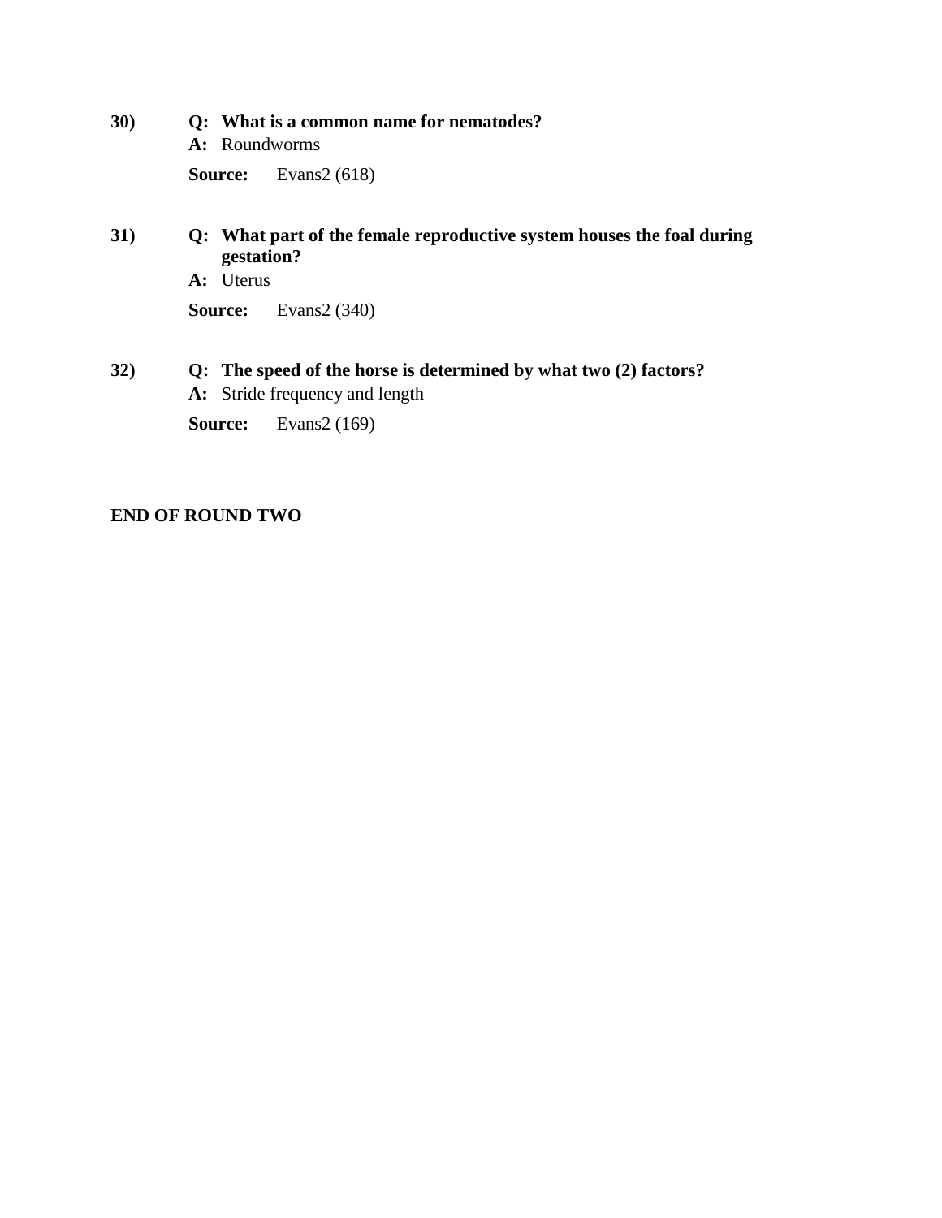**30)** **Q: What is a common name for nematodes?**
**A:** Roundworms
**Source:** Evans2 (618)

**31)** **Q: What part of the female reproductive system houses the foal during gestation?**
**A:** Uterus
**Source:** Evans2 (340)

**32)** **Q: The speed of the horse is determined by what two (2) factors?**
**A:** Stride frequency and length
**Source:** Evans2 (169)

**END OF ROUND TWO**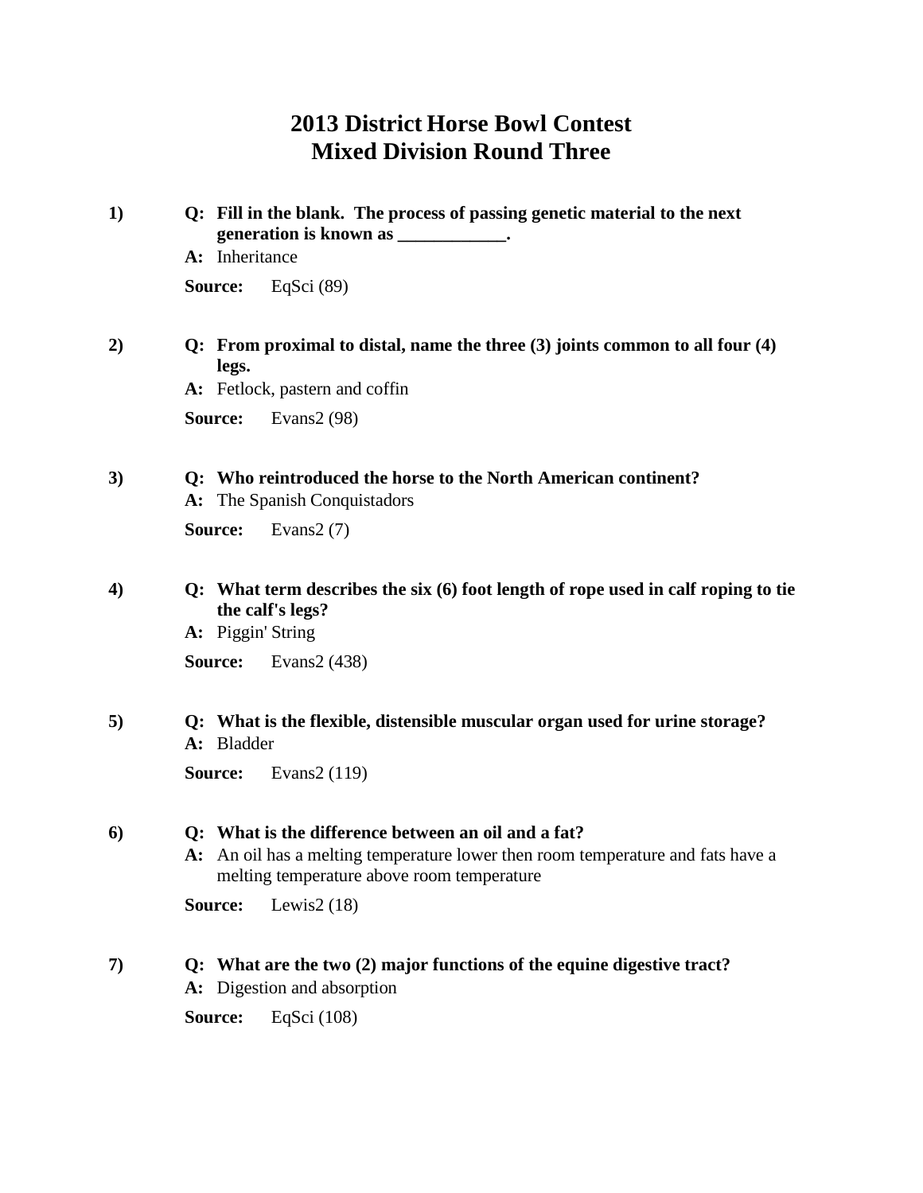# 2013 District Horse Bowl Contest
## Mixed Division Round Three

**1)** **Q: Fill in the blank. The process of passing genetic material to the next generation is known as ____________.**

**A:** Inheritance

**Source:** EqSci (89)

**2)** **Q: From proximal to distal, name the three (3) joints common to all four (4) legs.**

**A:** Fetlock, pastern and coffin

**Source:** Evans2 (98)

**3)** **Q: Who reintroduced the horse to the North American continent?**

**A:** The Spanish Conquistadors

**Source:** Evans2 (7)

**4)** **Q: What term describes the six (6) foot length of rope used in calf roping to tie the calf's legs?**

**A:** Piggin' String

**Source:** Evans2 (438)

**5)** **Q: What is the flexible, distensible muscular organ used for urine storage?**

**A:** Bladder

**Source:** Evans2 (119)

**6)** **Q: What is the difference between an oil and a fat?**

**A:** An oil has a melting temperature lower then room temperature and fats have a melting temperature above room temperature

**Source:** Lewis2 (18)

**7)** **Q: What are the two (2) major functions of the equine digestive tract?**

**A:** Digestion and absorption

**Source:** EqSci (108)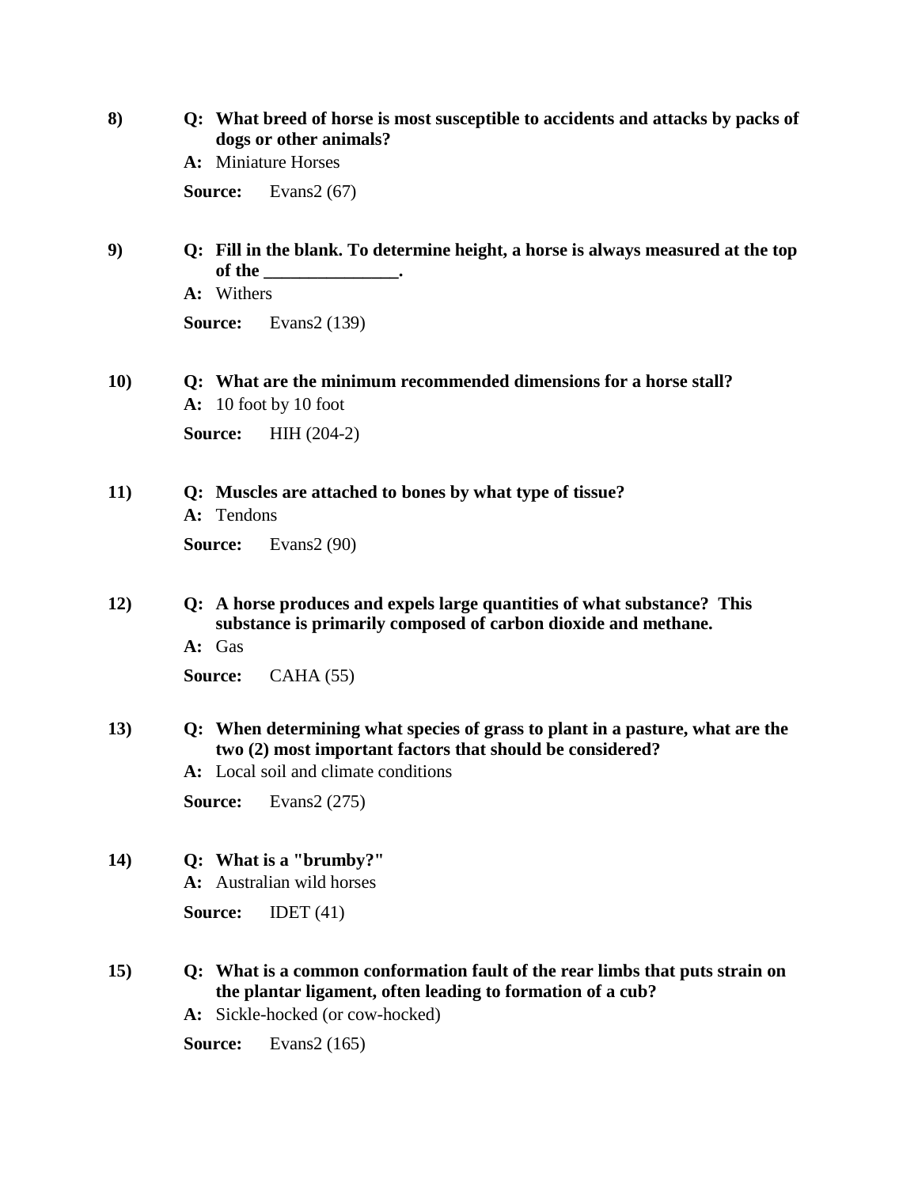8) **Q: What breed of horse is most susceptible to accidents and attacks by packs of dogs or other animals?**

**A:** Miniature Horses

**Source:** Evans2 (67)

9) **Q: Fill in the blank. To determine height, a horse is always measured at the top of the _______________.**

**A:** Withers

**Source:** Evans2 (139)

10) **Q: What are the minimum recommended dimensions for a horse stall?**

**A:** 10 foot by 10 foot

**Source:** HIH (204-2)

11) **Q: Muscles are attached to bones by what type of tissue?**

**A:** Tendons

**Source:** Evans2 (90)

12) **Q: A horse produces and expels large quantities of what substance? This substance is primarily composed of carbon dioxide and methane.**

**A:** Gas

**Source:** CAHA (55)

13) **Q: When determining what species of grass to plant in a pasture, what are the two (2) most important factors that should be considered?**

**A:** Local soil and climate conditions

**Source:** Evans2 (275)

14) **Q: What is a "brumby?"**

**A:** Australian wild horses

**Source:** IDET (41)

15) **Q: What is a common conformation fault of the rear limbs that puts strain on the plantar ligament, often leading to formation of a cub?**

**A:** Sickle-hocked (or cow-hocked)

**Source:** Evans2 (165)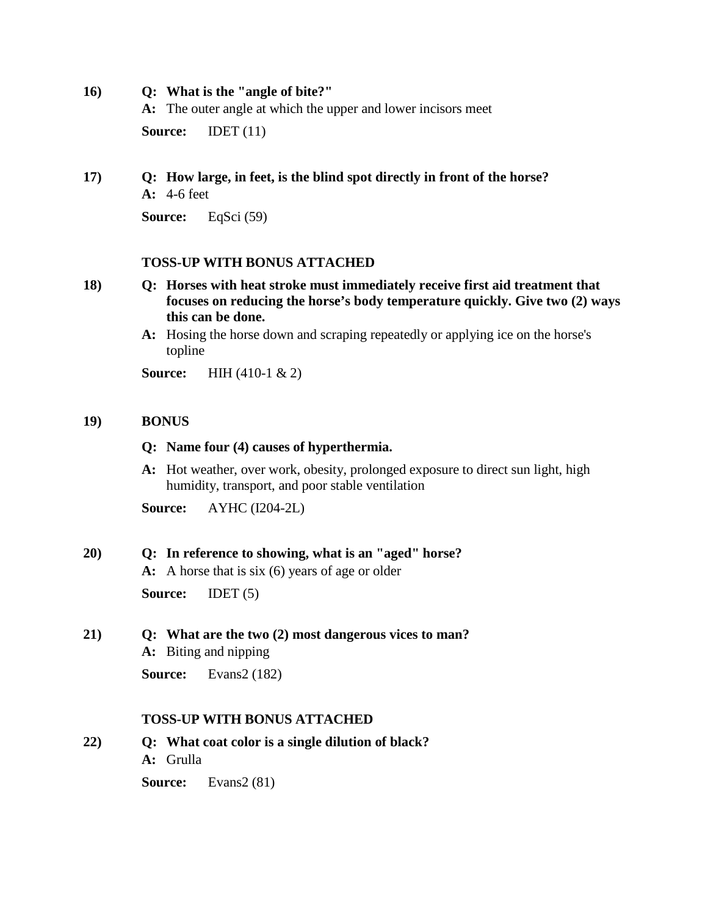**16)** **Q: What is the "angle of bite?"**

**A:** The outer angle at which the upper and lower incisors meet

**Source:** IDET (11)

**17)** **Q: How large, in feet, is the blind spot directly in front of the horse?**

**A:** 4-6 feet

**Source:** EqSci (59)

**TOSS-UP WITH BONUS ATTACHED**

**18)** **Q: Horses with heat stroke must immediately receive first aid treatment that focuses on reducing the horse's body temperature quickly. Give two (2) ways this can be done.**

**A:** Hosing the horse down and scraping repeatedly or applying ice on the horse's topline

**Source:** HIH (410-1 & 2)

**19)** **BONUS**

**Q: Name four (4) causes of hyperthermia.**

**A:** Hot weather, over work, obesity, prolonged exposure to direct sun light, high humidity, transport, and poor stable ventilation

**Source:** AYHC (I204-2L)

**20)** **Q: In reference to showing, what is an "aged" horse?**

**A:** A horse that is six (6) years of age or older

**Source:** IDET (5)

**21)** **Q: What are the two (2) most dangerous vices to man?**

**A:** Biting and nipping

**Source:** Evans2 (182)

**TOSS-UP WITH BONUS ATTACHED**

**22)** **Q: What coat color is a single dilution of black?**

**A:** Grulla

**Source:** Evans2 (81)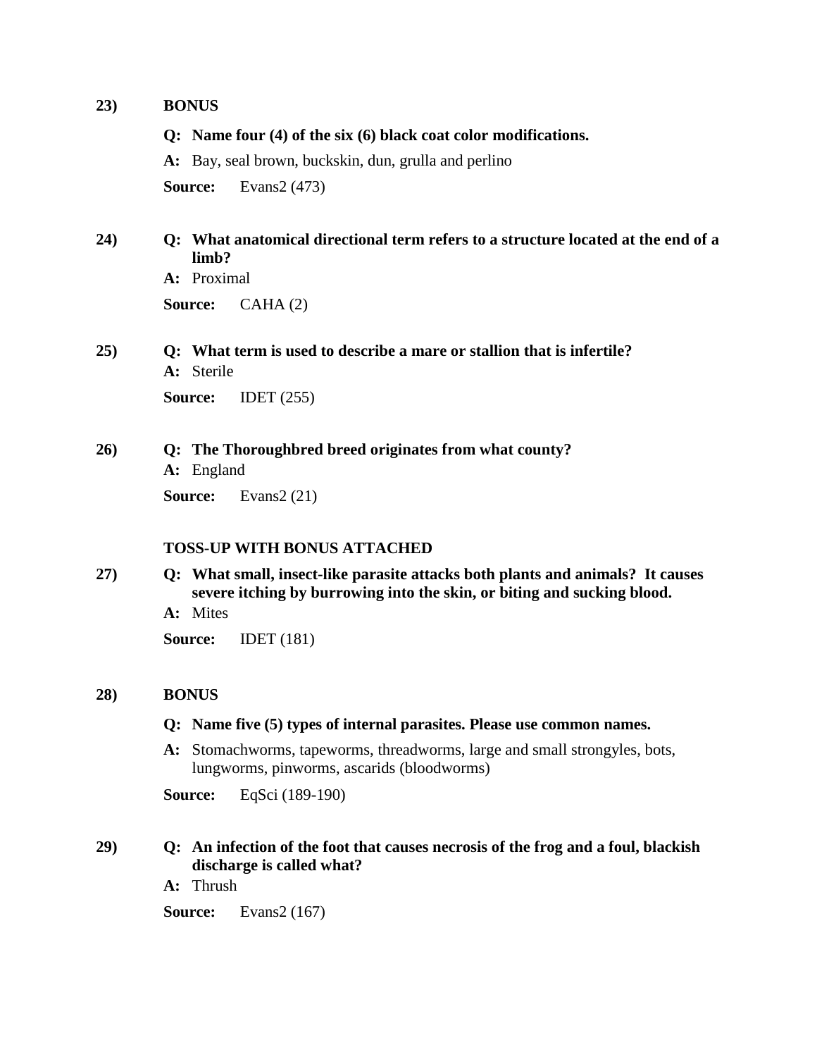**23)** **BONUS**

**Q: Name four (4) of the six (6) black coat color modifications.**

**A:** Bay, seal brown, buckskin, dun, grulla and perlino

**Source:** Evans2 (473)

**24)** **Q: What anatomical directional term refers to a structure located at the end of a limb?**

**A:** Proximal

**Source:** CAHA (2)

**25)** **Q: What term is used to describe a mare or stallion that is infertile?**

**A:** Sterile

**Source:** IDET (255)

**26)** **Q: The Thoroughbred breed originates from what county?**

**A:** England

**Source:** Evans2 (21)

**TOSS-UP WITH BONUS ATTACHED**

**27)** **Q: What small, insect-like parasite attacks both plants and animals? It causes severe itching by burrowing into the skin, or biting and sucking blood.**

**A:** Mites

**Source:** IDET (181)

**28)** **BONUS**

**Q: Name five (5) types of internal parasites. Please use common names.**

**A:** Stomachworms, tapeworms, threadworms, large and small strongyles, bots, lungworms, pinworms, ascarids (bloodworms)

**Source:** EqSci (189-190)

**29)** **Q: An infection of the foot that causes necrosis of the frog and a foul, blackish discharge is called what?**

**A:** Thrush

**Source:** Evans2 (167)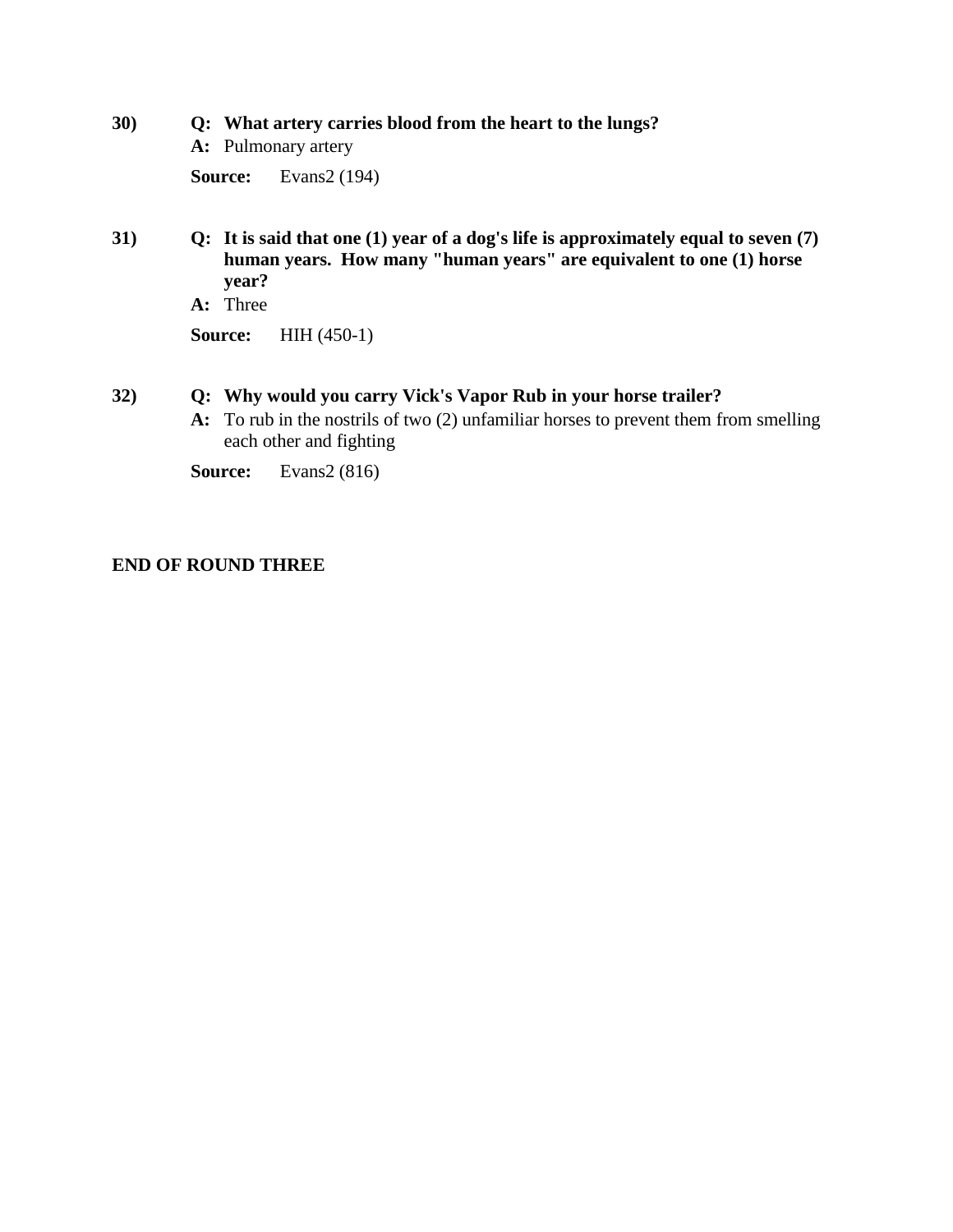30) **Q: What artery carries blood from the heart to the lungs?**
**A:** Pulmonary artery

**Source:** Evans2 (194)

31) **Q: It is said that one (1) year of a dog's life is approximately equal to seven (7) human years. How many "human years" are equivalent to one (1) horse year?**
**A:** Three

**Source:** HIH (450-1)

32) **Q: Why would you carry Vick's Vapor Rub in your horse trailer?**
**A:** To rub in the nostrils of two (2) unfamiliar horses to prevent them from smelling each other and fighting

**Source:** Evans2 (816)

**END OF ROUND THREE**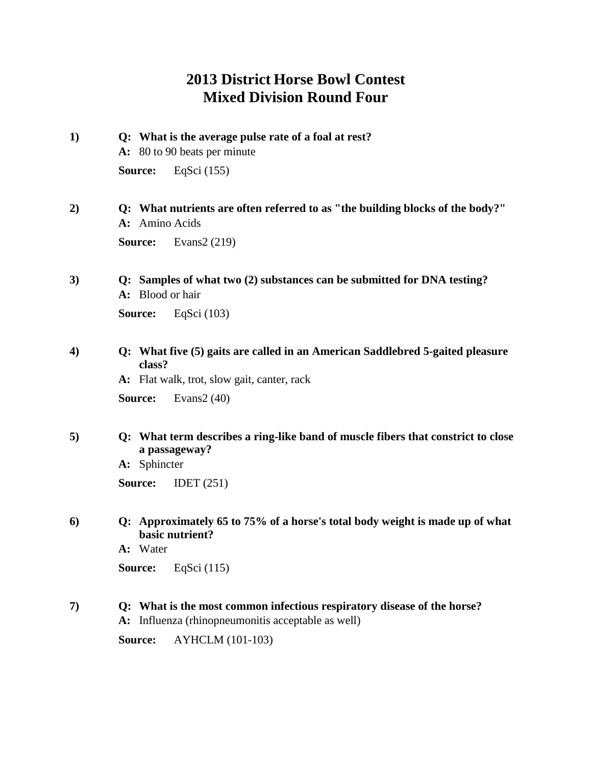# 2013 District Horse Bowl Contest
## Mixed Division Round Four

**1)** **Q: What is the average pulse rate of a foal at rest?**
**A:** 80 to 90 beats per minute
**Source:** EqSci (155)

**2)** **Q: What nutrients are often referred to as "the building blocks of the body?"**
**A:** Amino Acids
**Source:** Evans2 (219)

**3)** **Q: Samples of what two (2) substances can be submitted for DNA testing?**
**A:** Blood or hair
**Source:** EqSci (103)

**4)** **Q: What five (5) gaits are called in an American Saddlebred 5-gaited pleasure class?**
**A:** Flat walk, trot, slow gait, canter, rack
**Source:** Evans2 (40)

**5)** **Q: What term describes a ring-like band of muscle fibers that constrict to close a passageway?**
**A:** Sphincter
**Source:** IDET (251)

**6)** **Q: Approximately 65 to 75% of a horse's total body weight is made up of what basic nutrient?**
**A:** Water
**Source:** EqSci (115)

**7)** **Q: What is the most common infectious respiratory disease of the horse?**
**A:** Influenza (rhinopneumonitis acceptable as well)
**Source:** AYHCLM (101-103)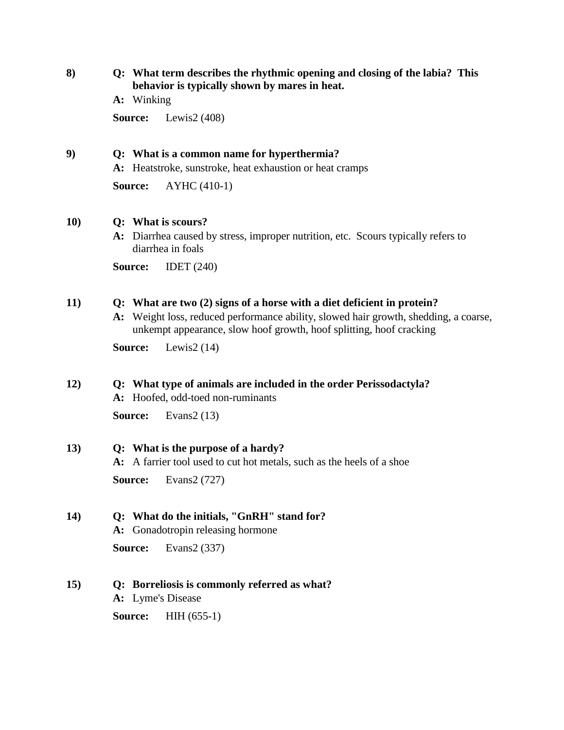**8)** **Q: What term describes the rhythmic opening and closing of the labia? This behavior is typically shown by mares in heat.**

**A:** Winking

**Source:** Lewis2 (408)

**9)** **Q: What is a common name for hyperthermia?**

**A:** Heatstroke, sunstroke, heat exhaustion or heat cramps

**Source:** AYHC (410-1)

**10)** **Q: What is scours?**

**A:** Diarrhea caused by stress, improper nutrition, etc. Scours typically refers to diarrhea in foals

**Source:** IDET (240)

**11)** **Q: What are two (2) signs of a horse with a diet deficient in protein?**

**A:** Weight loss, reduced performance ability, slowed hair growth, shedding, a coarse, unkempt appearance, slow hoof growth, hoof splitting, hoof cracking

**Source:** Lewis2 (14)

**12)** **Q: What type of animals are included in the order Perissodactyla?**

**A:** Hoofed, odd-toed non-ruminants

**Source:** Evans2 (13)

**13)** **Q: What is the purpose of a hardy?**

**A:** A farrier tool used to cut hot metals, such as the heels of a shoe

**Source:** Evans2 (727)

**14)** **Q: What do the initials, "GnRH" stand for?**

**A:** Gonadotropin releasing hormone

**Source:** Evans2 (337)

**15)** **Q: Borreliosis is commonly referred as what?**

**A:** Lyme's Disease

**Source:** HIH (655-1)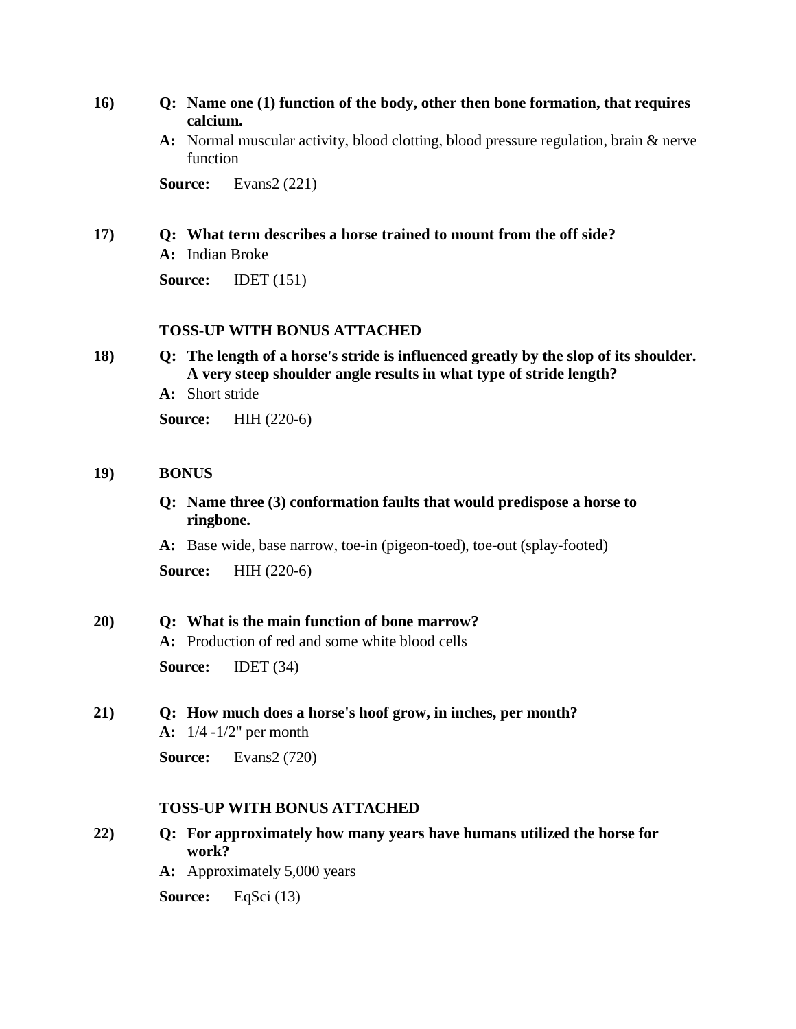16) **Q: Name one (1) function of the body, other then bone formation, that requires calcium.**

**A:** Normal muscular activity, blood clotting, blood pressure regulation, brain & nerve function

**Source:** Evans2 (221)

17) **Q: What term describes a horse trained to mount from the off side?**

**A:** Indian Broke

**Source:** IDET (151)

**TOSS-UP WITH BONUS ATTACHED**

18) **Q: The length of a horse's stride is influenced greatly by the slop of its shoulder. A very steep shoulder angle results in what type of stride length?**

**A:** Short stride

**Source:** HIH (220-6)

19) **BONUS**

**Q: Name three (3) conformation faults that would predispose a horse to ringbone.**

**A:** Base wide, base narrow, toe-in (pigeon-toed), toe-out (splay-footed)

**Source:** HIH (220-6)

20) **Q: What is the main function of bone marrow?**

**A:** Production of red and some white blood cells

**Source:** IDET (34)

21) **Q: How much does a horse's hoof grow, in inches, per month?**

**A:** 1/4 -1/2" per month

**Source:** Evans2 (720)

**TOSS-UP WITH BONUS ATTACHED**

22) **Q: For approximately how many years have humans utilized the horse for work?**

**A:** Approximately 5,000 years

**Source:** EqSci (13)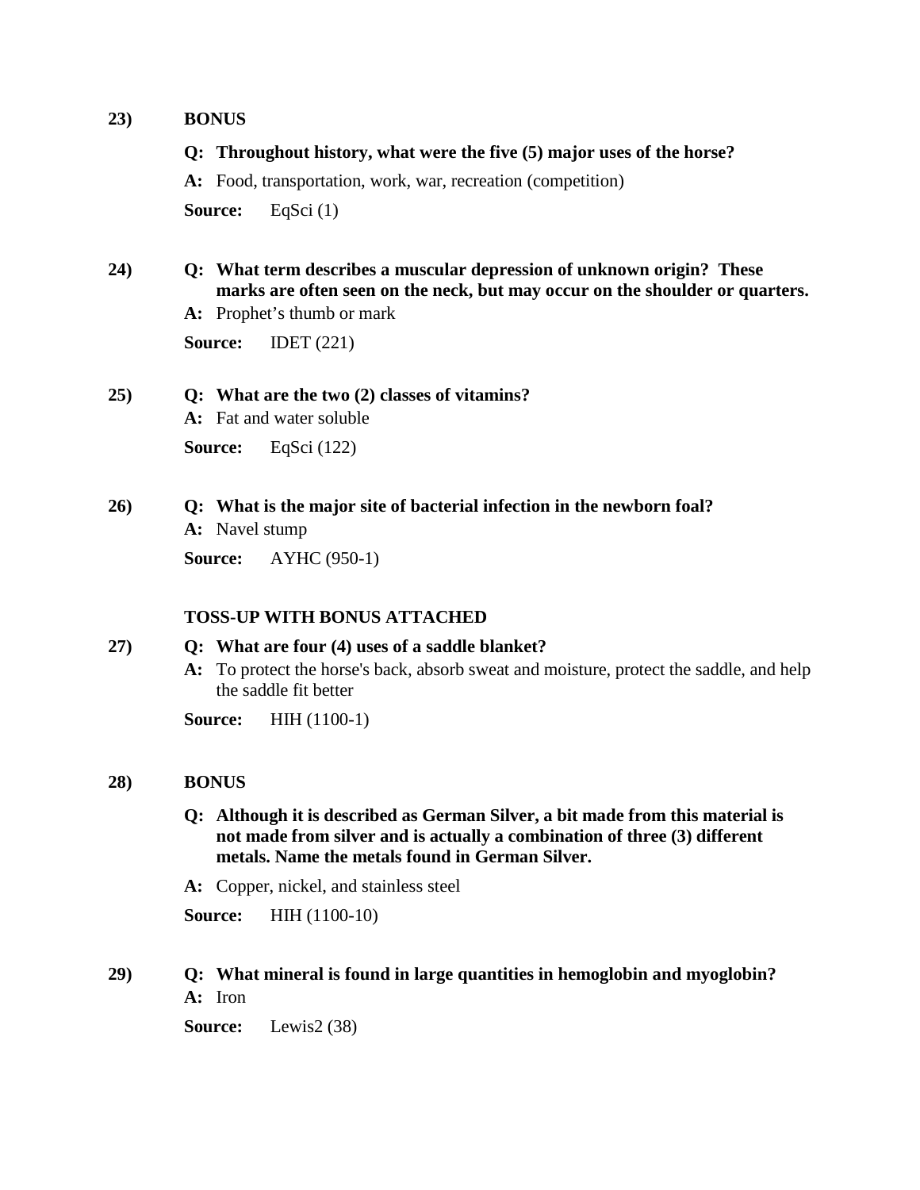**23)** **BONUS**

**Q: Throughout history, what were the five (5) major uses of the horse?**

**A:** Food, transportation, work, war, recreation (competition)

**Source:** EqSci (1)

**24)** **Q: What term describes a muscular depression of unknown origin? These marks are often seen on the neck, but may occur on the shoulder or quarters.**

**A:** Prophet's thumb or mark

**Source:** IDET (221)

**25)** **Q: What are the two (2) classes of vitamins?**

**A:** Fat and water soluble

**Source:** EqSci (122)

**26)** **Q: What is the major site of bacterial infection in the newborn foal?**

**A:** Navel stump

**Source:** AYHC (950-1)

**TOSS-UP WITH BONUS ATTACHED**

**27)** **Q: What are four (4) uses of a saddle blanket?**

**A:** To protect the horse's back, absorb sweat and moisture, protect the saddle, and help the saddle fit better

**Source:** HIH (1100-1)

**28)** **BONUS**

**Q: Although it is described as German Silver, a bit made from this material is not made from silver and is actually a combination of three (3) different metals. Name the metals found in German Silver.**

**A:** Copper, nickel, and stainless steel

**Source:** HIH (1100-10)

**29)** **Q: What mineral is found in large quantities in hemoglobin and myoglobin?**

**A:** Iron

**Source:** Lewis2 (38)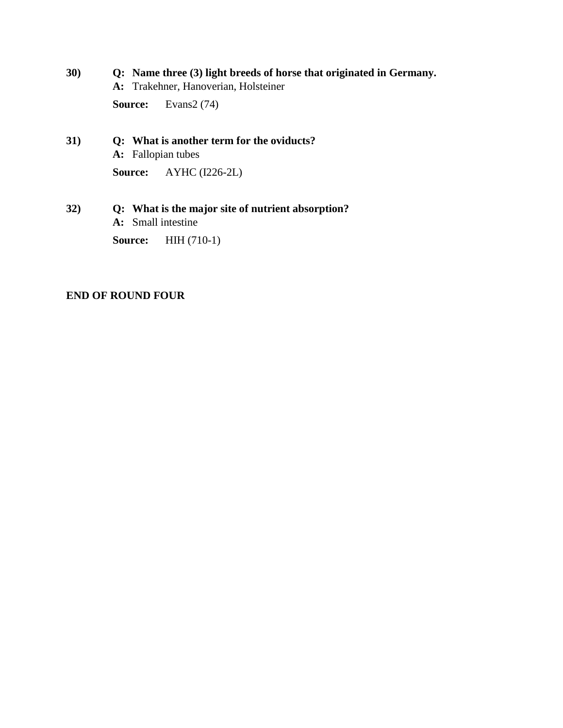30) **Q: Name three (3) light breeds of horse that originated in Germany.**
**A:** Trakehner, Hanoverian, Holsteiner
**Source:** Evans2 (74)

31) **Q: What is another term for the oviducts?**
**A:** Fallopian tubes
**Source:** AYHC (I226-2L)

32) **Q: What is the major site of nutrient absorption?**
**A:** Small intestine
**Source:** HIH (710-1)

**END OF ROUND FOUR**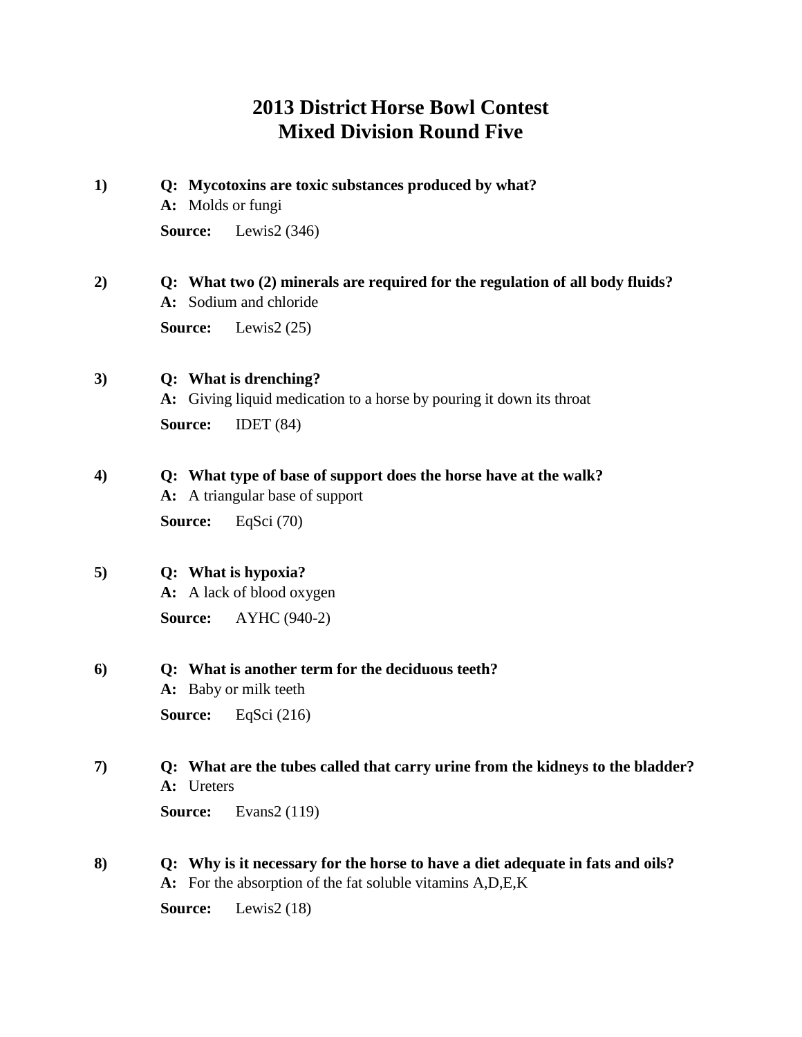# 2013 District Horse Bowl Contest
## Mixed Division Round Five

**1)** **Q: Mycotoxins are toxic substances produced by what?**
**A:** Molds or fungi
**Source:** Lewis2 (346)

**2)** **Q: What two (2) minerals are required for the regulation of all body fluids?**
**A:** Sodium and chloride
**Source:** Lewis2 (25)

**3)** **Q: What is drenching?**
**A:** Giving liquid medication to a horse by pouring it down its throat
**Source:** IDET (84)

**4)** **Q: What type of base of support does the horse have at the walk?**
**A:** A triangular base of support
**Source:** EqSci (70)

**5)** **Q: What is hypoxia?**
**A:** A lack of blood oxygen
**Source:** AYHC (940-2)

**6)** **Q: What is another term for the deciduous teeth?**
**A:** Baby or milk teeth
**Source:** EqSci (216)

**7)** **Q: What are the tubes called that carry urine from the kidneys to the bladder?**
**A:** Ureters
**Source:** Evans2 (119)

**8)** **Q: Why is it necessary for the horse to have a diet adequate in fats and oils?**
**A:** For the absorption of the fat soluble vitamins A,D,E,K
**Source:** Lewis2 (18)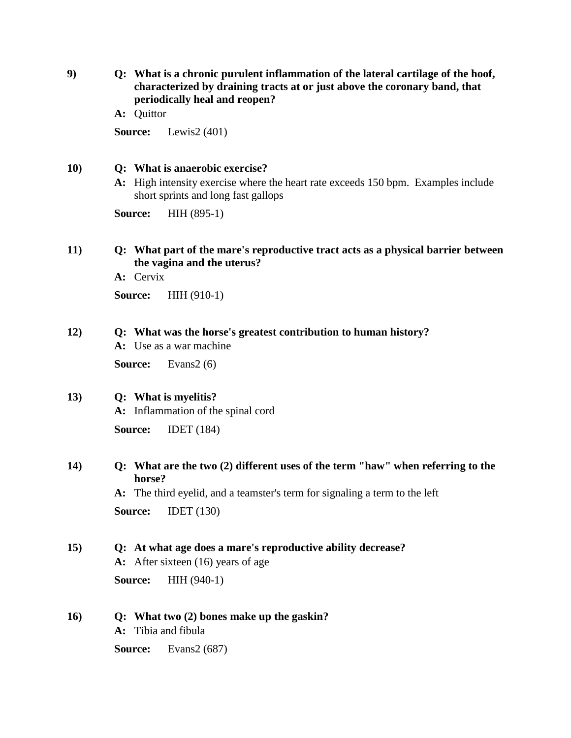9) **Q: What is a chronic purulent inflammation of the lateral cartilage of the hoof, characterized by draining tracts at or just above the coronary band, that periodically heal and reopen?**

**A:** Quittor

**Source:** Lewis2 (401)

10) **Q: What is anaerobic exercise?**

**A:** High intensity exercise where the heart rate exceeds 150 bpm. Examples include short sprints and long fast gallops

**Source:** HIH (895-1)

11) **Q: What part of the mare's reproductive tract acts as a physical barrier between the vagina and the uterus?**

**A:** Cervix

**Source:** HIH (910-1)

12) **Q: What was the horse's greatest contribution to human history?**

**A:** Use as a war machine

**Source:** Evans2 (6)

13) **Q: What is myelitis?**

**A:** Inflammation of the spinal cord

**Source:** IDET (184)

14) **Q: What are the two (2) different uses of the term "haw" when referring to the horse?**

**A:** The third eyelid, and a teamster's term for signaling a term to the left

**Source:** IDET (130)

15) **Q: At what age does a mare's reproductive ability decrease?**

**A:** After sixteen (16) years of age

**Source:** HIH (940-1)

16) **Q: What two (2) bones make up the gaskin?**

**A:** Tibia and fibula

**Source:** Evans2 (687)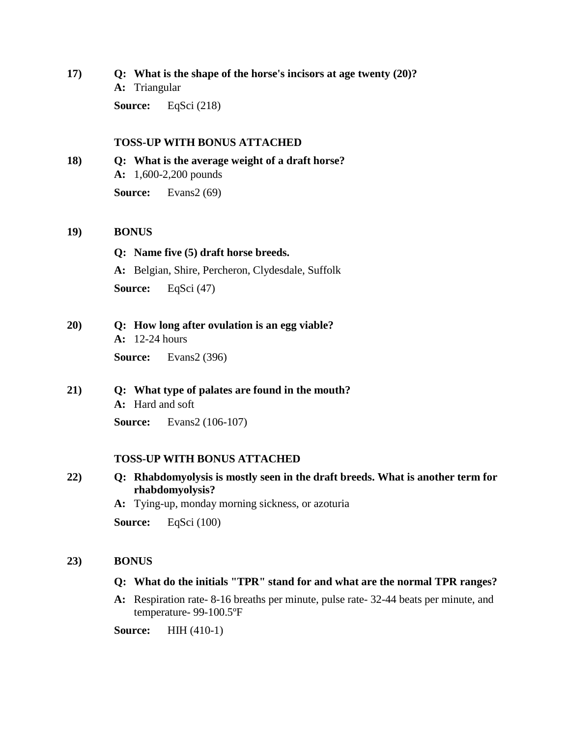17) **Q: What is the shape of the horse's incisors at age twenty (20)?**

**A:** Triangular

**Source:** EqSci (218)

**TOSS-UP WITH BONUS ATTACHED**

18) **Q: What is the average weight of a draft horse?**

**A:** 1,600-2,200 pounds

**Source:** Evans2 (69)

19) **BONUS**

**Q: Name five (5) draft horse breeds.**

**A:** Belgian, Shire, Percheron, Clydesdale, Suffolk

**Source:** EqSci (47)

20) **Q: How long after ovulation is an egg viable?**

**A:** 12-24 hours

**Source:** Evans2 (396)

21) **Q: What type of palates are found in the mouth?**

**A:** Hard and soft

**Source:** Evans2 (106-107)

**TOSS-UP WITH BONUS ATTACHED**

22) **Q: Rhabdomyolysis is mostly seen in the draft breeds. What is another term for rhabdomyolysis?**

**A:** Tying-up, monday morning sickness, or azoturia

**Source:** EqSci (100)

23) **BONUS**

**Q: What do the initials "TPR" stand for and what are the normal TPR ranges?**

**A:** Respiration rate- 8-16 breaths per minute, pulse rate- 32-44 beats per minute, and temperature- 99-100.5ºF

**Source:** HIH (410-1)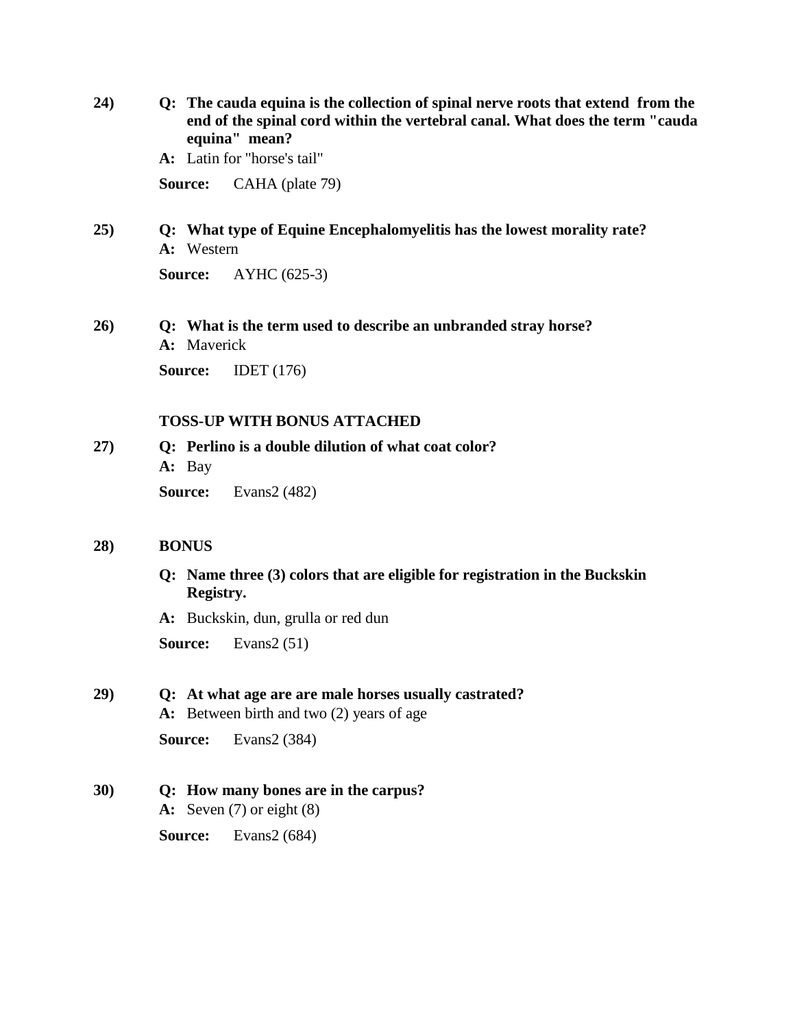**24)** **Q: The cauda equina is the collection of spinal nerve roots that extend from the end of the spinal cord within the vertebral canal. What does the term "cauda equina" mean?**

**A:** Latin for "horse's tail"

**Source:** CAHA (plate 79)

**25)** **Q: What type of Equine Encephalomyelitis has the lowest morality rate?**

**A:** Western

**Source:** AYHC (625-3)

**26)** **Q: What is the term used to describe an unbranded stray horse?**

**A:** Maverick

**Source:** IDET (176)

**TOSS-UP WITH BONUS ATTACHED**

**27)** **Q: Perlino is a double dilution of what coat color?**

**A:** Bay

**Source:** Evans2 (482)

**28)** **BONUS**

**Q: Name three (3) colors that are eligible for registration in the Buckskin Registry.**

**A:** Buckskin, dun, grulla or red dun

**Source:** Evans2 (51)

**29)** **Q: At what age are are male horses usually castrated?**

**A:** Between birth and two (2) years of age

**Source:** Evans2 (384)

**30)** **Q: How many bones are in the carpus?**

**A:** Seven (7) or eight (8)

**Source:** Evans2 (684)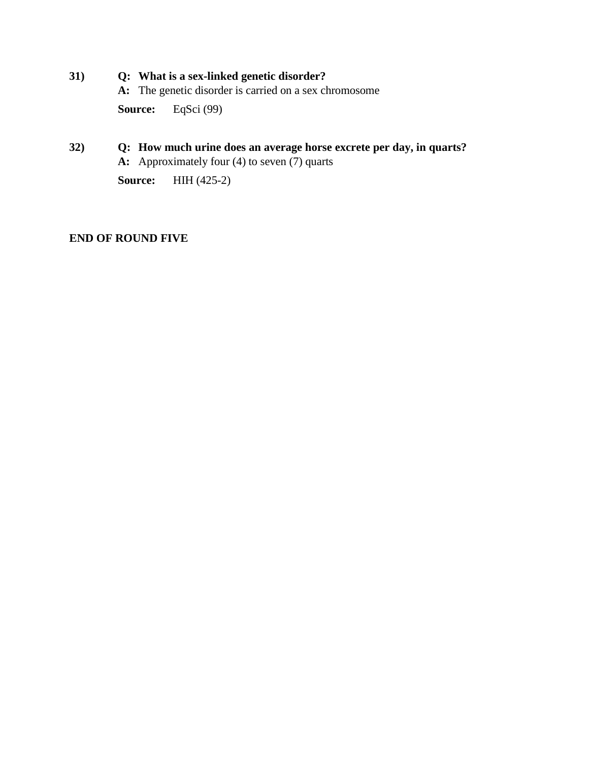**31)** **Q: What is a sex-linked genetic disorder?**
**A:** The genetic disorder is carried on a sex chromosome
**Source:** EqSci (99)

**32)** **Q: How much urine does an average horse excrete per day, in quarts?**
**A:** Approximately four (4) to seven (7) quarts
**Source:** HIH (425-2)

**END OF ROUND FIVE**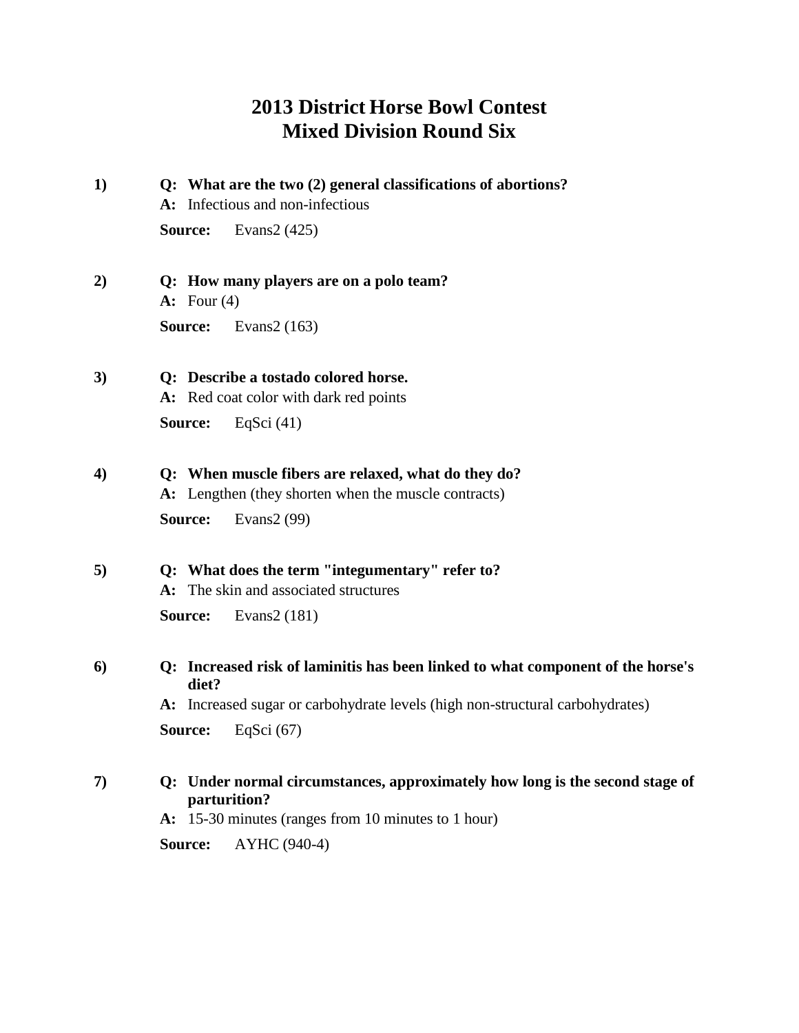# 2013 District Horse Bowl Contest
# Mixed Division Round Six

**1)** **Q: What are the two (2) general classifications of abortions?**
**A:** Infectious and non-infectious
**Source:** Evans2 (425)

**2)** **Q: How many players are on a polo team?**
**A:** Four (4)
**Source:** Evans2 (163)

**3)** **Q: Describe a tostado colored horse.**
**A:** Red coat color with dark red points
**Source:** EqSci (41)

**4)** **Q: When muscle fibers are relaxed, what do they do?**
**A:** Lengthen (they shorten when the muscle contracts)
**Source:** Evans2 (99)

**5)** **Q: What does the term "integumentary" refer to?**
**A:** The skin and associated structures
**Source:** Evans2 (181)

**6)** **Q: Increased risk of laminitis has been linked to what component of the horse's diet?**
**A:** Increased sugar or carbohydrate levels (high non-structural carbohydrates)
**Source:** EqSci (67)

**7)** **Q: Under normal circumstances, approximately how long is the second stage of parturition?**
**A:** 15-30 minutes (ranges from 10 minutes to 1 hour)
**Source:** AYHC (940-4)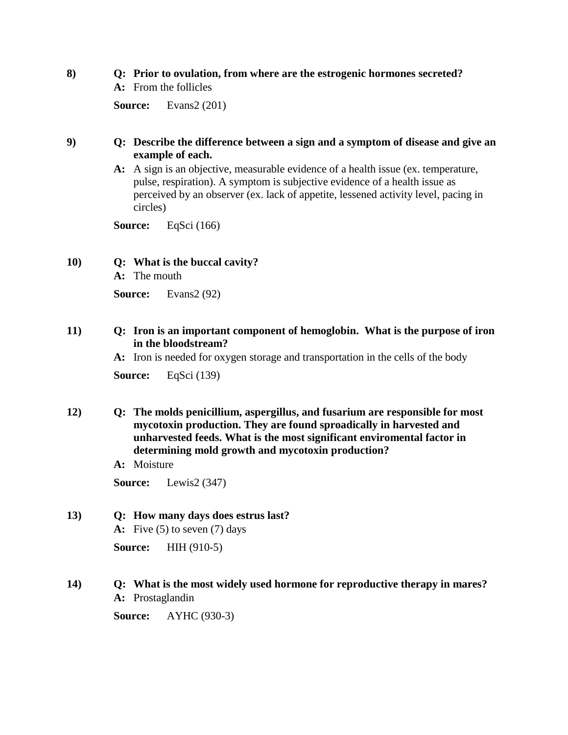8) **Q: Prior to ovulation, from where are the estrogenic hormones secreted?**
**A:** From the follicles

**Source:** Evans2 (201)

9) **Q: Describe the difference between a sign and a symptom of disease and give an example of each.**
**A:** A sign is an objective, measurable evidence of a health issue (ex. temperature, pulse, respiration). A symptom is subjective evidence of a health issue as perceived by an observer (ex. lack of appetite, lessened activity level, pacing in circles)

**Source:** EqSci (166)

10) **Q: What is the buccal cavity?**
**A:** The mouth

**Source:** Evans2 (92)

11) **Q: Iron is an important component of hemoglobin. What is the purpose of iron in the bloodstream?**
**A:** Iron is needed for oxygen storage and transportation in the cells of the body

**Source:** EqSci (139)

12) **Q: The molds penicillium, aspergillus, and fusarium are responsible for most mycotoxin production. They are found sproadically in harvested and unharvested feeds. What is the most significant enviromental factor in determining mold growth and mycotoxin production?**
**A:** Moisture

**Source:** Lewis2 (347)

13) **Q: How many days does estrus last?**
**A:** Five (5) to seven (7) days

**Source:** HIH (910-5)

14) **Q: What is the most widely used hormone for reproductive therapy in mares?**
**A:** Prostaglandin

**Source:** AYHC (930-3)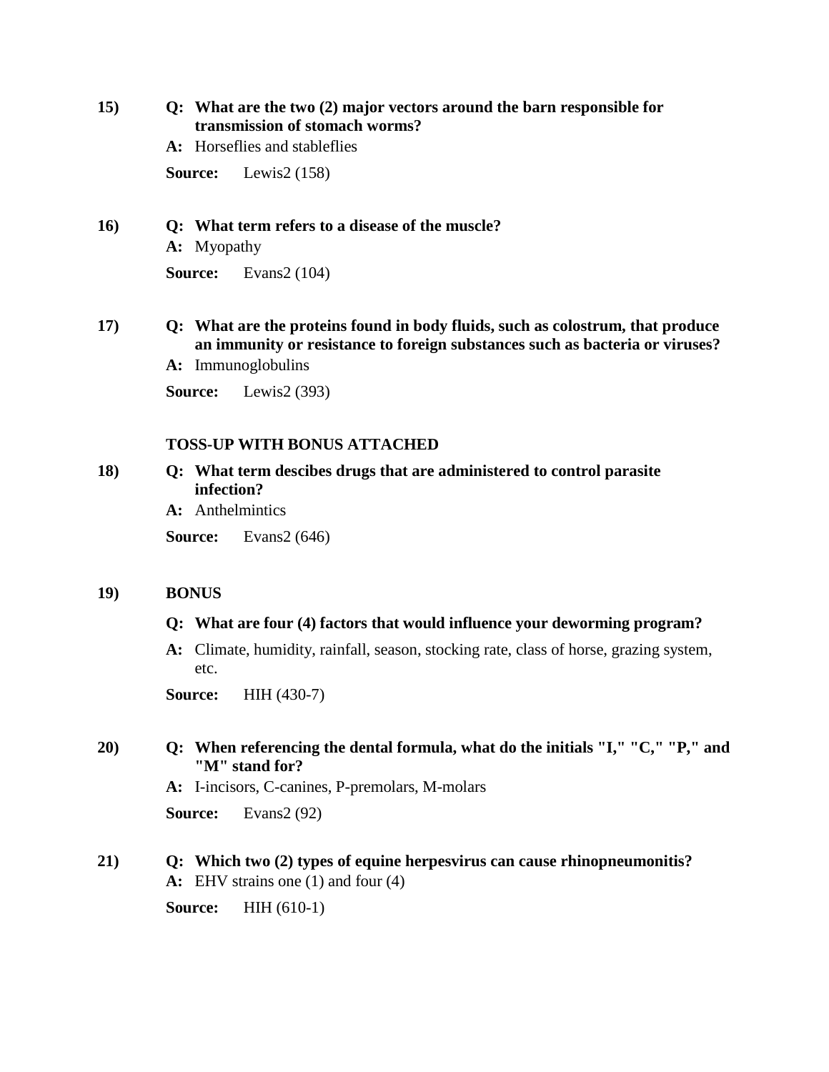**15)** **Q: What are the two (2) major vectors around the barn responsible for transmission of stomach worms?**

**A:** Horseflies and stableflies

**Source:** Lewis2 (158)

**16)** **Q: What term refers to a disease of the muscle?**

**A:** Myopathy

**Source:** Evans2 (104)

**17)** **Q: What are the proteins found in body fluids, such as colostrum, that produce an immunity or resistance to foreign substances such as bacteria or viruses?**

**A:** Immunoglobulins

**Source:** Lewis2 (393)

**TOSS-UP WITH BONUS ATTACHED**

**18)** **Q: What term descibes drugs that are administered to control parasite infection?**

**A:** Anthelmintics

**Source:** Evans2 (646)

**19)** **BONUS**

**Q: What are four (4) factors that would influence your deworming program?**

**A:** Climate, humidity, rainfall, season, stocking rate, class of horse, grazing system, etc.

**Source:** HIH (430-7)

**20)** **Q: When referencing the dental formula, what do the initials "I," "C," "P," and "M" stand for?**

**A:** I-incisors, C-canines, P-premolars, M-molars

**Source:** Evans2 (92)

**21)** **Q: Which two (2) types of equine herpesvirus can cause rhinopneumonitis?**

**A:** EHV strains one (1) and four (4)

**Source:** HIH (610-1)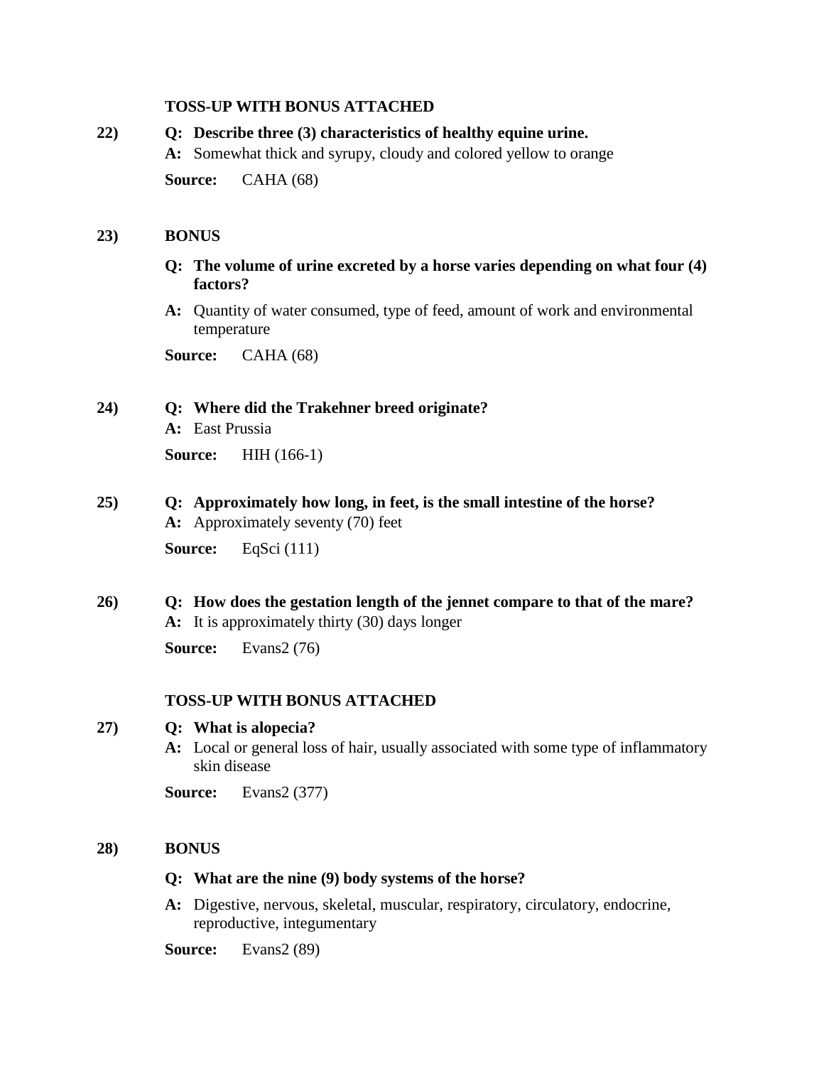**TOSS-UP WITH BONUS ATTACHED**

**22)** **Q: Describe three (3) characteristics of healthy equine urine.**

**A:** Somewhat thick and syrupy, cloudy and colored yellow to orange

**Source:** CAHA (68)

**23)** **BONUS**

**Q: The volume of urine excreted by a horse varies depending on what four (4) factors?**

**A:** Quantity of water consumed, type of feed, amount of work and environmental temperature

**Source:** CAHA (68)

**24)** **Q: Where did the Trakehner breed originate?**

**A:** East Prussia

**Source:** HIH (166-1)

**25)** **Q: Approximately how long, in feet, is the small intestine of the horse?**

**A:** Approximately seventy (70) feet

**Source:** EqSci (111)

**26)** **Q: How does the gestation length of the jennet compare to that of the mare?**

**A:** It is approximately thirty (30) days longer

**Source:** Evans2 (76)

**TOSS-UP WITH BONUS ATTACHED**

**27)** **Q: What is alopecia?**

**A:** Local or general loss of hair, usually associated with some type of inflammatory skin disease

**Source:** Evans2 (377)

**28)** **BONUS**

**Q: What are the nine (9) body systems of the horse?**

**A:** Digestive, nervous, skeletal, muscular, respiratory, circulatory, endocrine, reproductive, integumentary

**Source:** Evans2 (89)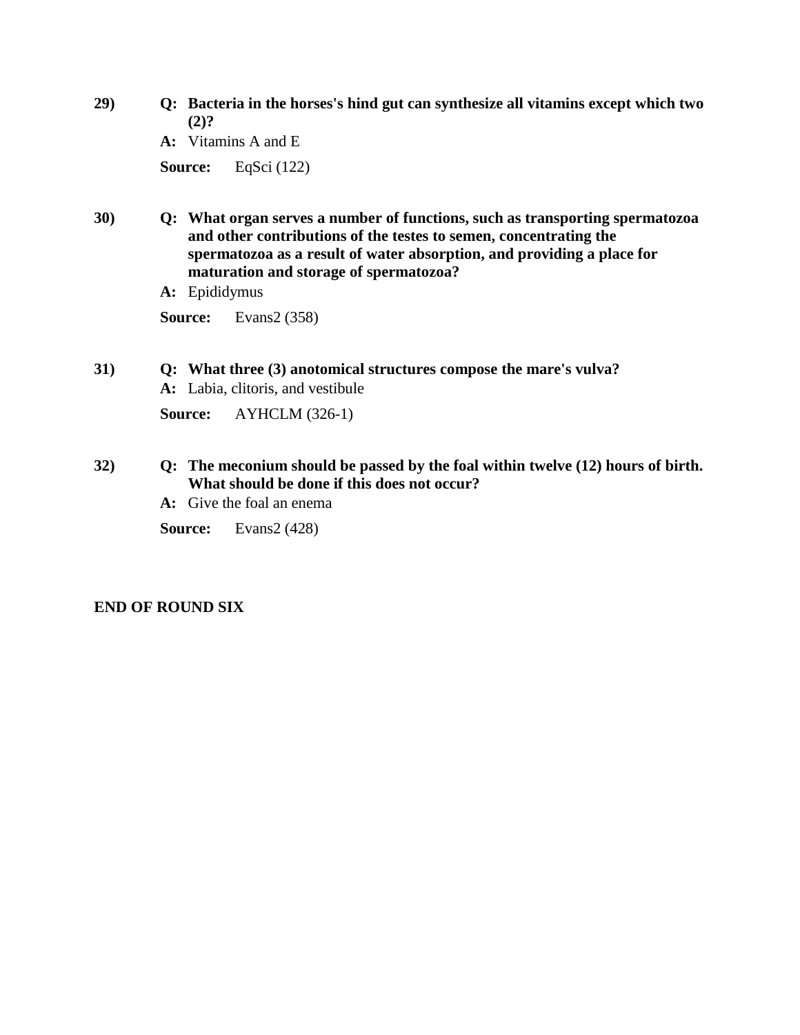29) **Q: Bacteria in the horses's hind gut can synthesize all vitamins except which two (2)?**

**A:** Vitamins A and E

**Source:** EqSci (122)

30) **Q: What organ serves a number of functions, such as transporting spermatozoa and other contributions of the testes to semen, concentrating the spermatozoa as a result of water absorption, and providing a place for maturation and storage of spermatozoa?**

**A:** Epididymus

**Source:** Evans2 (358)

31) **Q: What three (3) anotomical structures compose the mare's vulva?**

**A:** Labia, clitoris, and vestibule

**Source:** AYHCLM (326-1)

32) **Q: The meconium should be passed by the foal within twelve (12) hours of birth. What should be done if this does not occur?**

**A:** Give the foal an enema

**Source:** Evans2 (428)

**END OF ROUND SIX**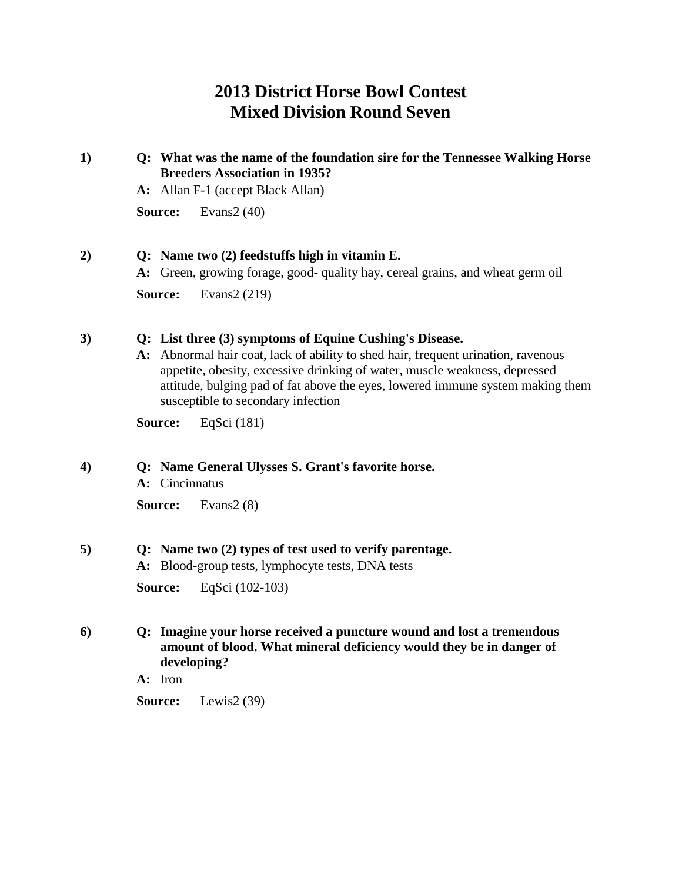# 2013 District Horse Bowl Contest
# Mixed Division Round Seven

**1)** **Q: What was the name of the foundation sire for the Tennessee Walking Horse Breeders Association in 1935?**

**A:** Allan F-1 (accept Black Allan)

**Source:** Evans2 (40)

**2)** **Q: Name two (2) feedstuffs high in vitamin E.**

**A:** Green, growing forage, good- quality hay, cereal grains, and wheat germ oil

**Source:** Evans2 (219)

**3)** **Q: List three (3) symptoms of Equine Cushing's Disease.**

**A:** Abnormal hair coat, lack of ability to shed hair, frequent urination, ravenous appetite, obesity, excessive drinking of water, muscle weakness, depressed attitude, bulging pad of fat above the eyes, lowered immune system making them susceptible to secondary infection

**Source:** EqSci (181)

**4)** **Q: Name General Ulysses S. Grant's favorite horse.**

**A:** Cincinnatus

**Source:** Evans2 (8)

**5)** **Q: Name two (2) types of test used to verify parentage.**

**A:** Blood-group tests, lymphocyte tests, DNA tests

**Source:** EqSci (102-103)

**6)** **Q: Imagine your horse received a puncture wound and lost a tremendous amount of blood. What mineral deficiency would they be in danger of developing?**

**A:** Iron

**Source:** Lewis2 (39)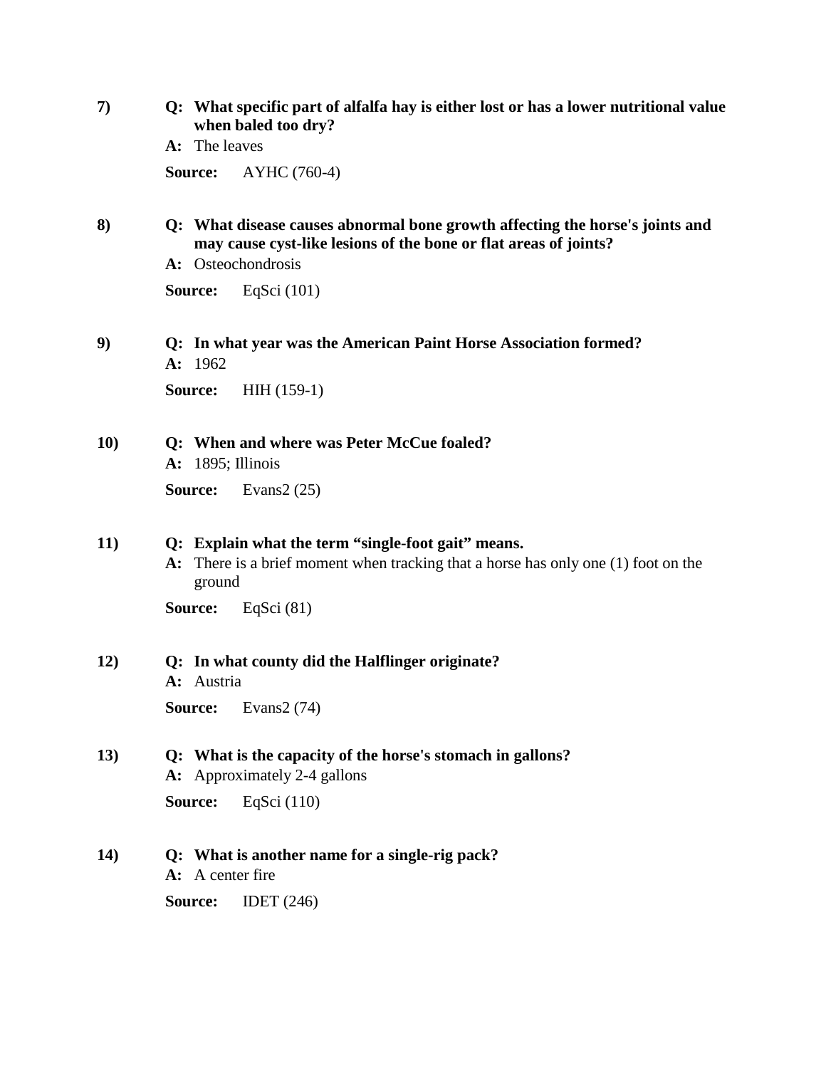7) **Q: What specific part of alfalfa hay is either lost or has a lower nutritional value when baled too dry?**

**A:** The leaves

**Source:** AYHC (760-4)

8) **Q: What disease causes abnormal bone growth affecting the horse's joints and may cause cyst-like lesions of the bone or flat areas of joints?**

**A:** Osteochondrosis

**Source:** EqSci (101)

9) **Q: In what year was the American Paint Horse Association formed?**

**A:** 1962

**Source:** HIH (159-1)

10) **Q: When and where was Peter McCue foaled?**

**A:** 1895; Illinois

**Source:** Evans2 (25)

11) **Q: Explain what the term "single-foot gait" means.**

**A:** There is a brief moment when tracking that a horse has only one (1) foot on the ground

**Source:** EqSci (81)

12) **Q: In what county did the Halflinger originate?**

**A:** Austria

**Source:** Evans2 (74)

13) **Q: What is the capacity of the horse's stomach in gallons?**

**A:** Approximately 2-4 gallons

**Source:** EqSci (110)

14) **Q: What is another name for a single-rig pack?**

**A:** A center fire

**Source:** IDET (246)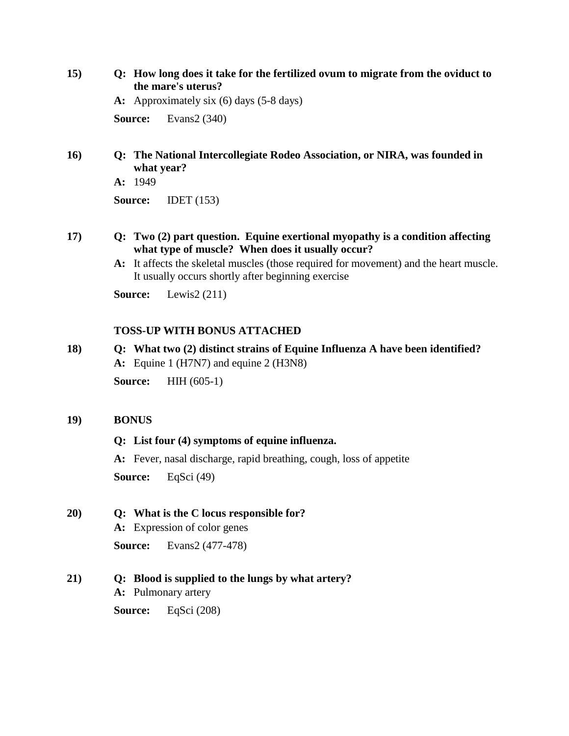**15)** **Q: How long does it take for the fertilized ovum to migrate from the oviduct to the mare's uterus?**

**A:** Approximately six (6) days (5-8 days)

**Source:** Evans2 (340)

**16)** **Q: The National Intercollegiate Rodeo Association, or NIRA, was founded in what year?**

**A:** 1949

**Source:** IDET (153)

**17)** **Q: Two (2) part question. Equine exertional myopathy is a condition affecting what type of muscle? When does it usually occur?**

**A:** It affects the skeletal muscles (those required for movement) and the heart muscle. It usually occurs shortly after beginning exercise

**Source:** Lewis2 (211)

**TOSS-UP WITH BONUS ATTACHED**

**18)** **Q: What two (2) distinct strains of Equine Influenza A have been identified?**

**A:** Equine 1 (H7N7) and equine 2 (H3N8)

**Source:** HIH (605-1)

**19)** **BONUS**

**Q: List four (4) symptoms of equine influenza.**

**A:** Fever, nasal discharge, rapid breathing, cough, loss of appetite

**Source:** EqSci (49)

**20)** **Q: What is the C locus responsible for?**

**A:** Expression of color genes

**Source:** Evans2 (477-478)

**21)** **Q: Blood is supplied to the lungs by what artery?**

**A:** Pulmonary artery

**Source:** EqSci (208)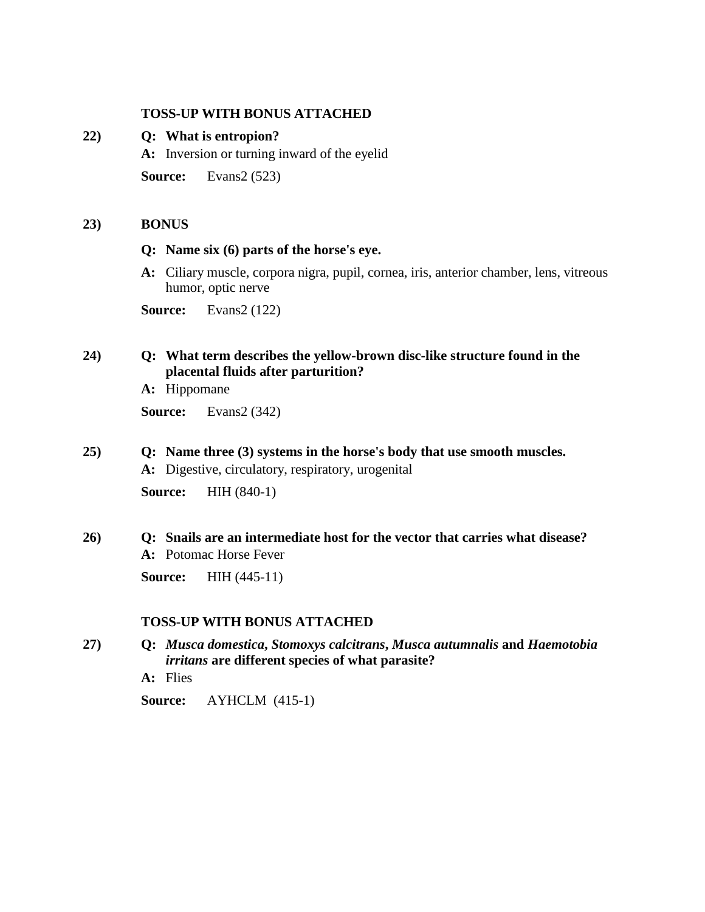**TOSS-UP WITH BONUS ATTACHED**

**22)** **Q: What is entropion?**

**A:** Inversion or turning inward of the eyelid

**Source:** Evans2 (523)

**23)** **BONUS**

**Q: Name six (6) parts of the horse's eye.**

**A:** Ciliary muscle, corpora nigra, pupil, cornea, iris, anterior chamber, lens, vitreous humor, optic nerve

**Source:** Evans2 (122)

**24)** **Q: What term describes the yellow-brown disc-like structure found in the placental fluids after parturition?**

**A:** Hippomane

**Source:** Evans2 (342)

**25)** **Q: Name three (3) systems in the horse's body that use smooth muscles.**

**A:** Digestive, circulatory, respiratory, urogenital

**Source:** HIH (840-1)

**26)** **Q: Snails are an intermediate host for the vector that carries what disease?**

**A:** Potomac Horse Fever

**Source:** HIH (445-11)

**TOSS-UP WITH BONUS ATTACHED**

**27)** **Q: *Musca domestica*, *Stomoxys calcitrans*, *Musca autumnalis* and *Haemotobia irritans* are different species of what parasite?**

**A:** Flies

**Source:** AYHCLM (415-1)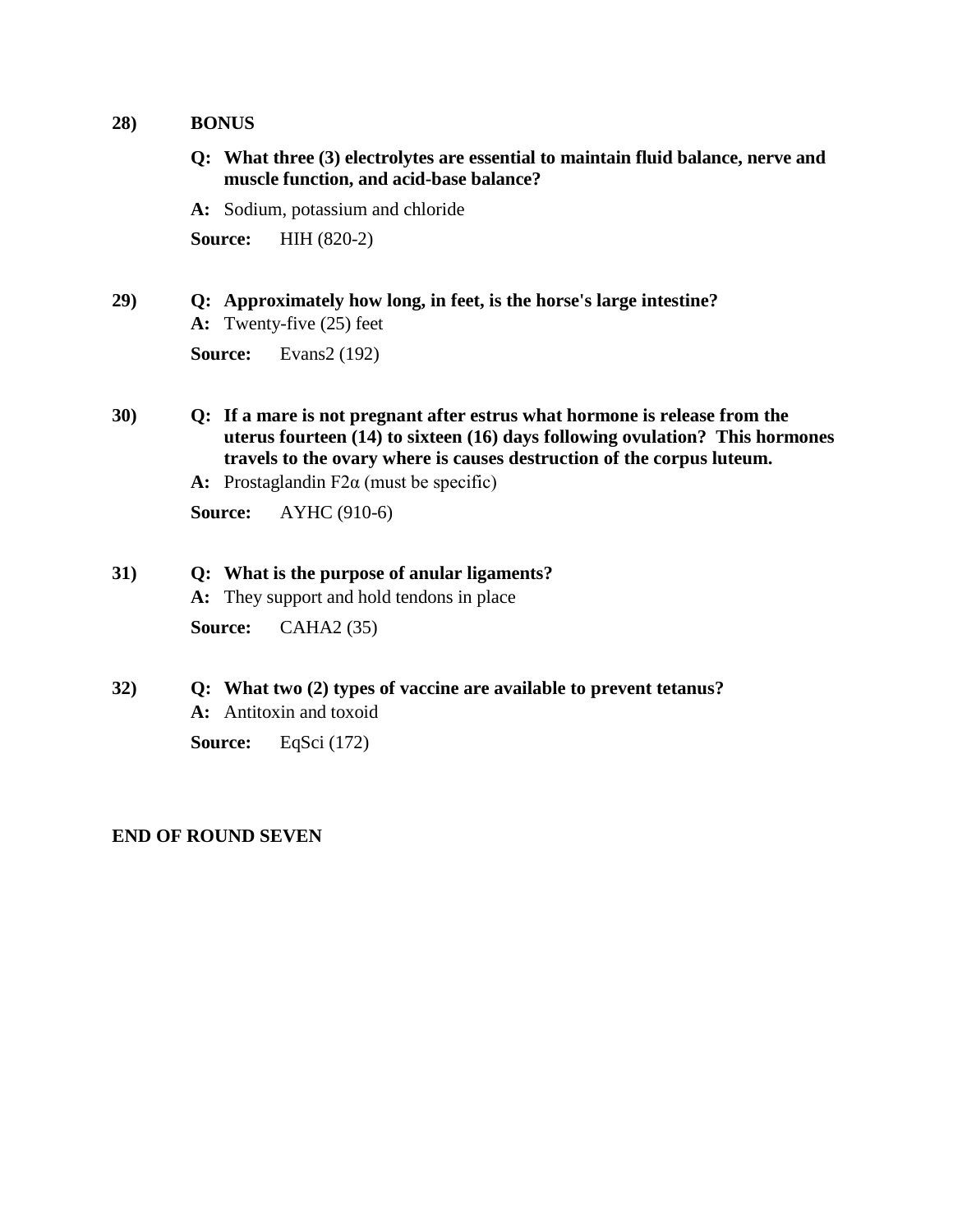**28)** **BONUS**

**Q: What three (3) electrolytes are essential to maintain fluid balance, nerve and muscle function, and acid-base balance?**

**A:** Sodium, potassium and chloride

**Source:** HIH (820-2)

**29)** **Q: Approximately how long, in feet, is the horse's large intestine?**

**A:** Twenty-five (25) feet

**Source:** Evans2 (192)

**30)** **Q: If a mare is not pregnant after estrus what hormone is release from the uterus fourteen (14) to sixteen (16) days following ovulation? This hormones travels to the ovary where is causes destruction of the corpus luteum.**

**A:** Prostaglandin $F2\alpha$ (must be specific)

**Source:** AYHC (910-6)

**31)** **Q: What is the purpose of anular ligaments?**

**A:** They support and hold tendons in place

**Source:** CAHA2 (35)

**32)** **Q: What two (2) types of vaccine are available to prevent tetanus?**

**A:** Antitoxin and toxoid

**Source:** EqSci (172)

**END OF ROUND SEVEN**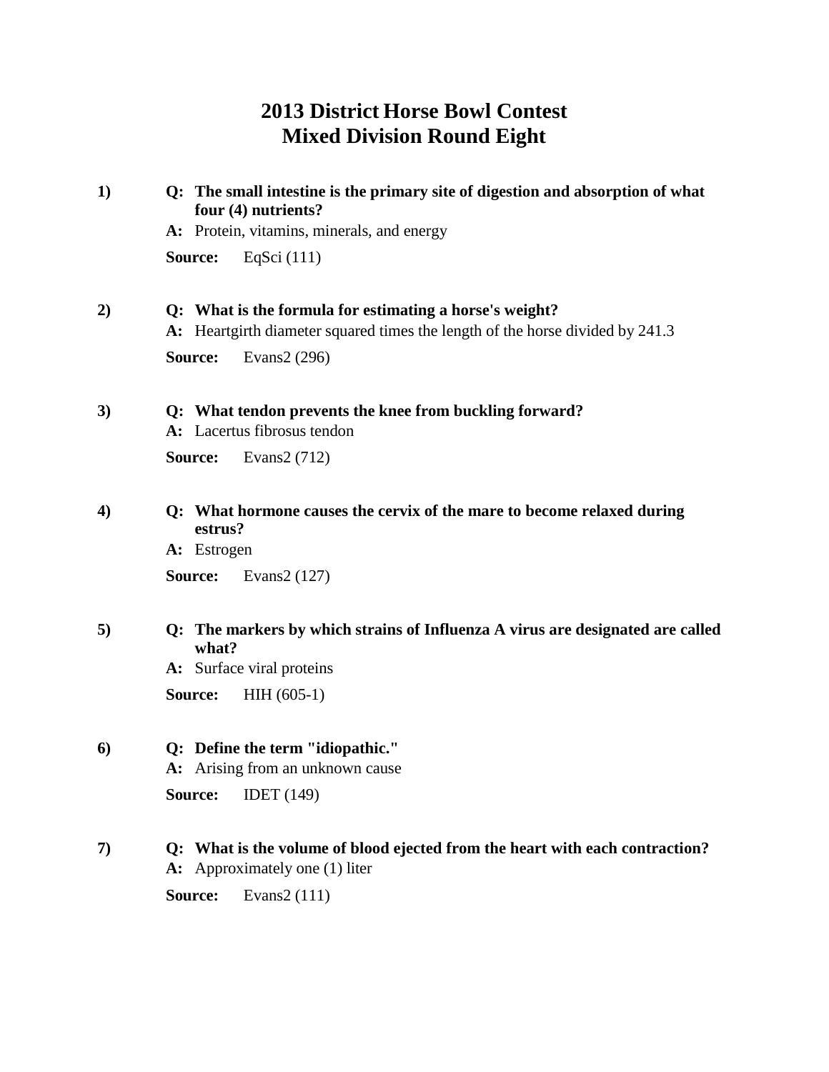# 2013 District Horse Bowl Contest
## Mixed Division Round Eight

**1) Q: The small intestine is the primary site of digestion and absorption of what four (4) nutrients?**

**A:** Protein, vitamins, minerals, and energy

**Source:** EqSci (111)

**2) Q: What is the formula for estimating a horse's weight?**

**A:** Heartgirth diameter squared times the length of the horse divided by 241.3

**Source:** Evans2 (296)

**3) Q: What tendon prevents the knee from buckling forward?**

**A:** Lacertus fibrosus tendon

**Source:** Evans2 (712)

**4) Q: What hormone causes the cervix of the mare to become relaxed during estrus?**

**A:** Estrogen

**Source:** Evans2 (127)

**5) Q: The markers by which strains of Influenza A virus are designated are called what?**

**A:** Surface viral proteins

**Source:** HIH (605-1)

**6) Q: Define the term "idiopathic."**

**A:** Arising from an unknown cause

**Source:** IDET (149)

**7) Q: What is the volume of blood ejected from the heart with each contraction?**

**A:** Approximately one (1) liter

**Source:** Evans2 (111)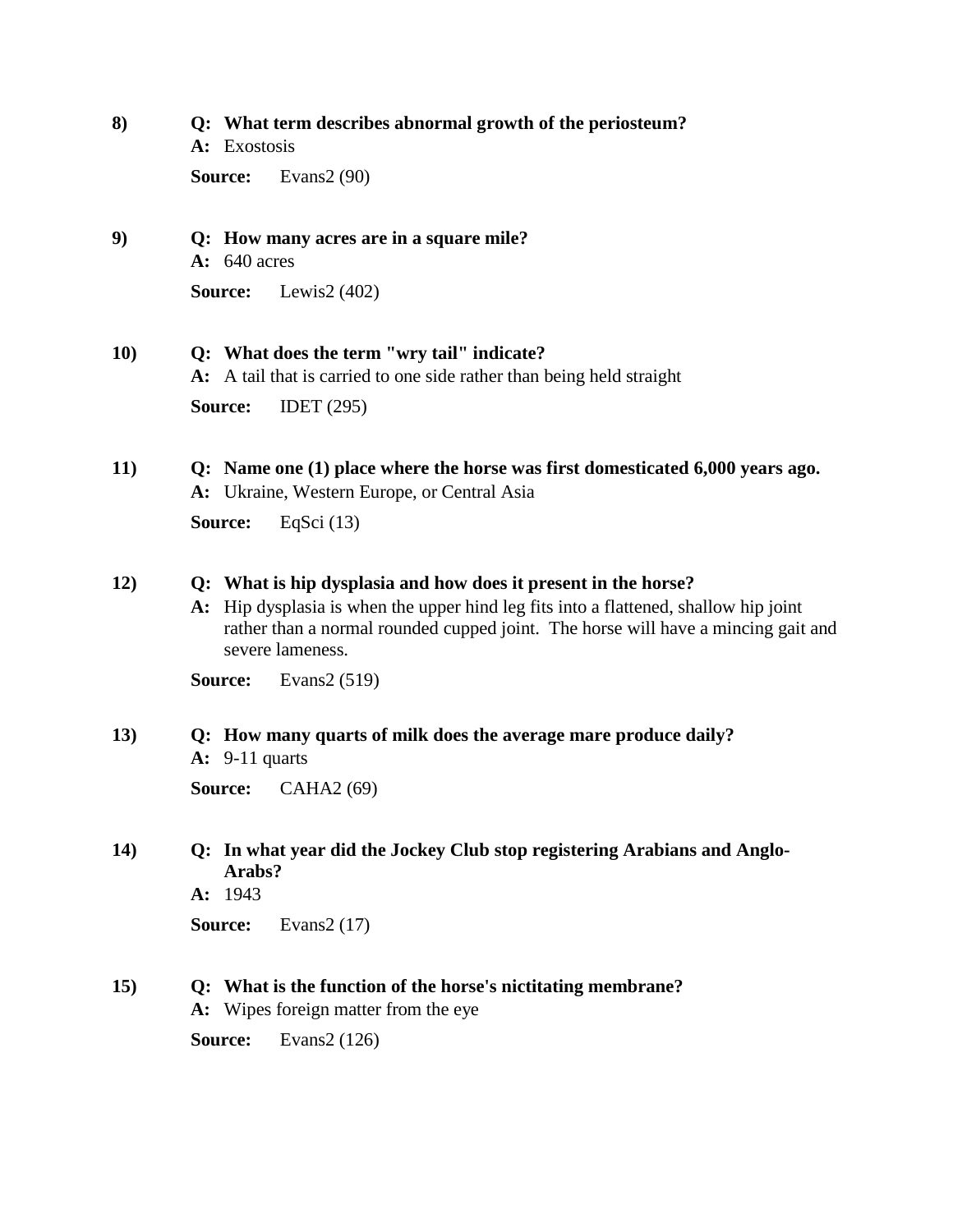8) **Q: What term describes abnormal growth of the periosteum?**
**A:** Exostosis

**Source:** Evans2 (90)

9) **Q: How many acres are in a square mile?**
**A:** 640 acres

**Source:** Lewis2 (402)

10) **Q: What does the term "wry tail" indicate?**
**A:** A tail that is carried to one side rather than being held straight

**Source:** IDET (295)

11) **Q: Name one (1) place where the horse was first domesticated 6,000 years ago.**
**A:** Ukraine, Western Europe, or Central Asia

**Source:** EqSci (13)

12) **Q: What is hip dysplasia and how does it present in the horse?**
**A:** Hip dysplasia is when the upper hind leg fits into a flattened, shallow hip joint rather than a normal rounded cupped joint. The horse will have a mincing gait and severe lameness.

**Source:** Evans2 (519)

13) **Q: How many quarts of milk does the average mare produce daily?**
**A:** 9-11 quarts

**Source:** CAHA2 (69)

14) **Q: In what year did the Jockey Club stop registering Arabians and Anglo-Arabs?**
**A:** 1943

**Source:** Evans2 (17)

15) **Q: What is the function of the horse's nictitating membrane?**
**A:** Wipes foreign matter from the eye

**Source:** Evans2 (126)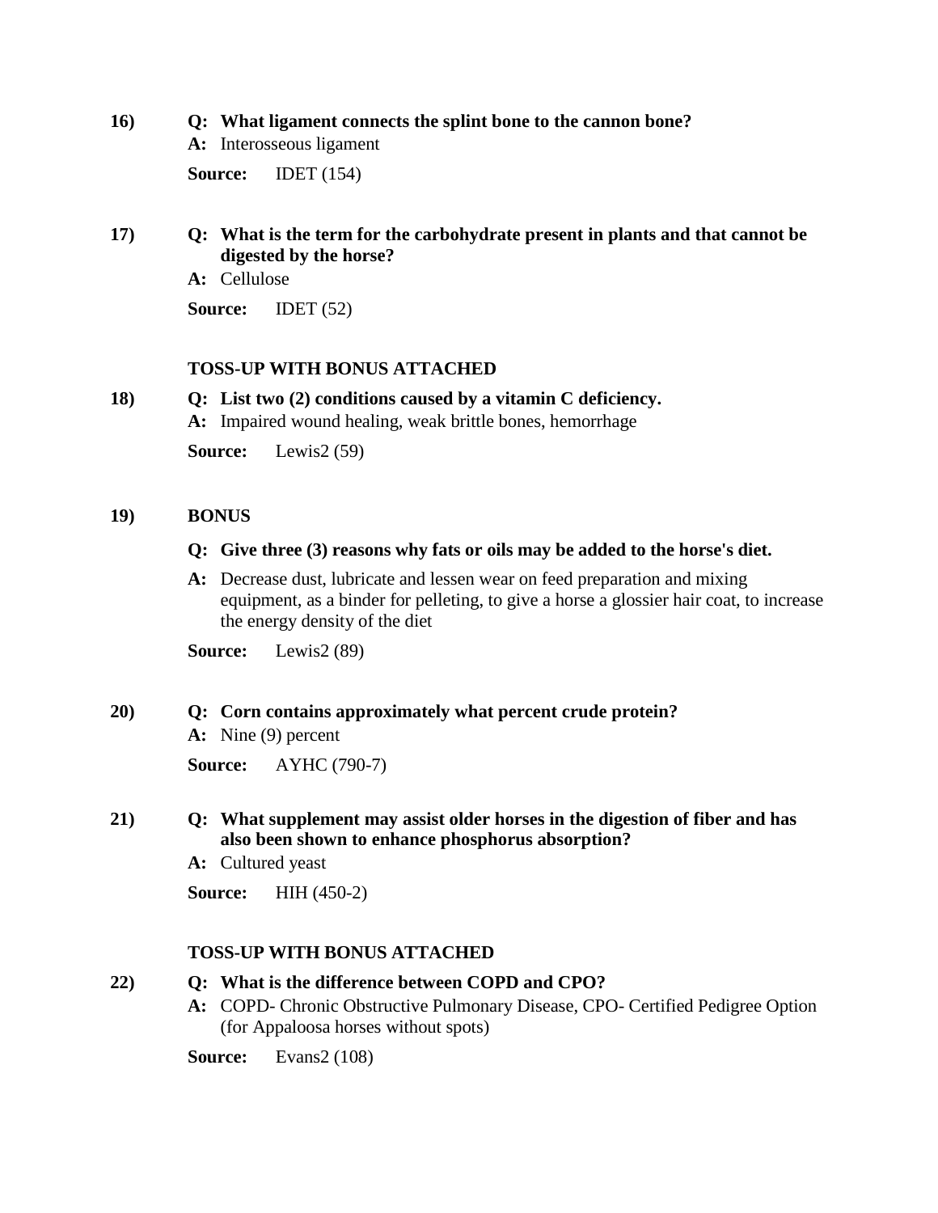**16)** **Q: What ligament connects the splint bone to the cannon bone?**

**A:** Interosseous ligament

**Source:** IDET (154)

**17)** **Q: What is the term for the carbohydrate present in plants and that cannot be digested by the horse?**

**A:** Cellulose

**Source:** IDET (52)

**TOSS-UP WITH BONUS ATTACHED**

**18)** **Q: List two (2) conditions caused by a vitamin C deficiency.**

**A:** Impaired wound healing, weak brittle bones, hemorrhage

**Source:** Lewis2 (59)

**19)** **BONUS**

**Q: Give three (3) reasons why fats or oils may be added to the horse's diet.**

**A:** Decrease dust, lubricate and lessen wear on feed preparation and mixing equipment, as a binder for pelleting, to give a horse a glossier hair coat, to increase the energy density of the diet

**Source:** Lewis2 (89)

**20)** **Q: Corn contains approximately what percent crude protein?**

**A:** Nine (9) percent

**Source:** AYHC (790-7)

**21)** **Q: What supplement may assist older horses in the digestion of fiber and has also been shown to enhance phosphorus absorption?**

**A:** Cultured yeast

**Source:** HIH (450-2)

**TOSS-UP WITH BONUS ATTACHED**

**22)** **Q: What is the difference between COPD and CPO?**

**A:** COPD- Chronic Obstructive Pulmonary Disease, CPO- Certified Pedigree Option (for Appaloosa horses without spots)

**Source:** Evans2 (108)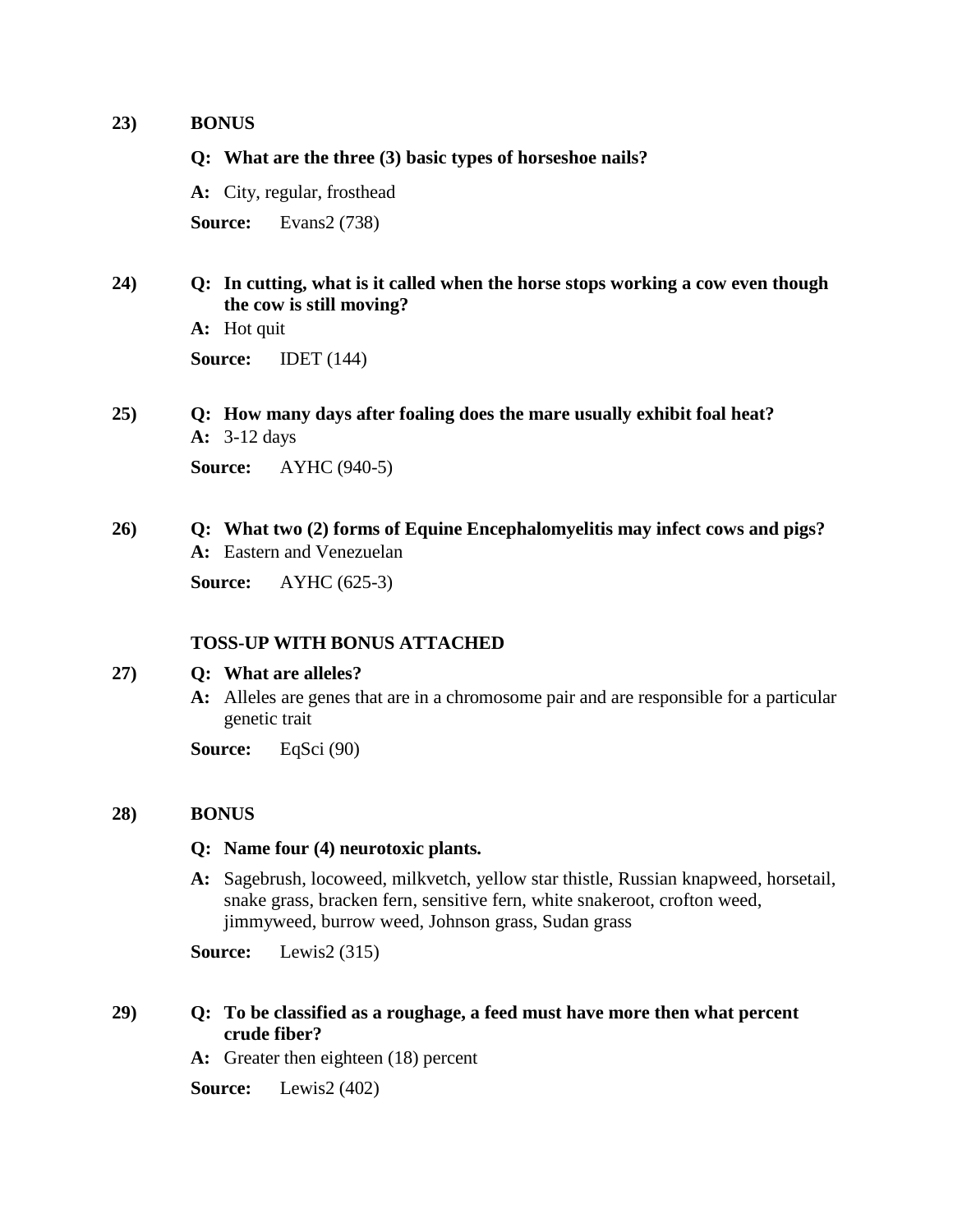**23)** **BONUS**

**Q: What are the three (3) basic types of horseshoe nails?**

**A:** City, regular, frosthead

**Source:** Evans2 (738)

**24)** **Q: In cutting, what is it called when the horse stops working a cow even though the cow is still moving?**

**A:** Hot quit

**Source:** IDET (144)

**25)** **Q: How many days after foaling does the mare usually exhibit foal heat?**

**A:** 3-12 days

**Source:** AYHC (940-5)

**26)** **Q: What two (2) forms of Equine Encephalomyelitis may infect cows and pigs?**

**A:** Eastern and Venezuelan

**Source:** AYHC (625-3)

**TOSS-UP WITH BONUS ATTACHED**

**27)** **Q: What are alleles?**

**A:** Alleles are genes that are in a chromosome pair and are responsible for a particular genetic trait

**Source:** EqSci (90)

**28)** **BONUS**

**Q: Name four (4) neurotoxic plants.**

**A:** Sagebrush, locoweed, milkvetch, yellow star thistle, Russian knapweed, horsetail, snake grass, bracken fern, sensitive fern, white snakeroot, crofton weed, jimmyweed, burrow weed, Johnson grass, Sudan grass

**Source:** Lewis2 (315)

**29)** **Q: To be classified as a roughage, a feed must have more then what percent crude fiber?**

**A:** Greater then eighteen (18) percent

**Source:** Lewis2 (402)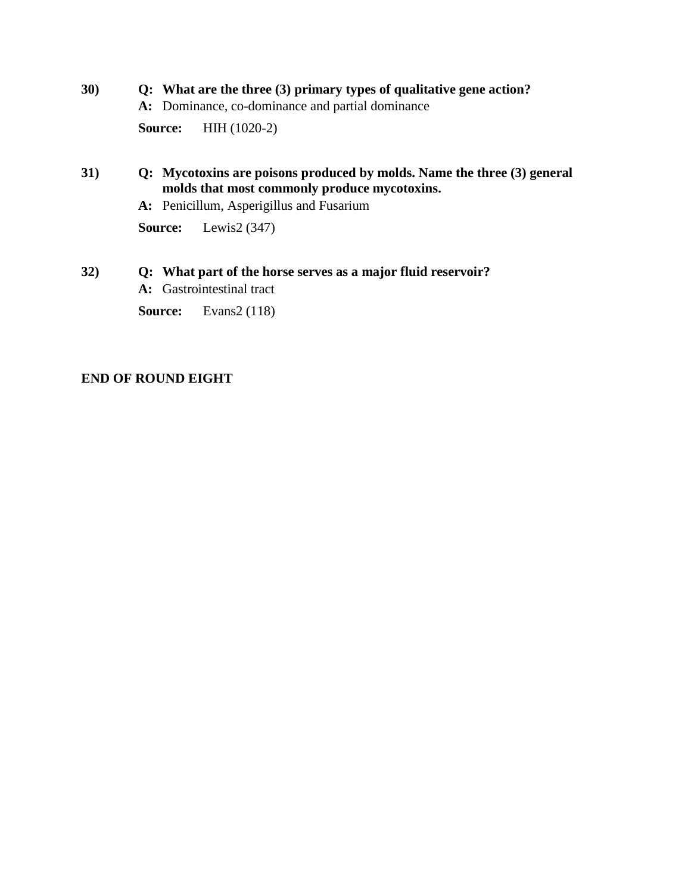**30)** **Q: What are the three (3) primary types of qualitative gene action?**
**A:** Dominance, co-dominance and partial dominance

**Source:** HIH (1020-2)

**31)** **Q: Mycotoxins are poisons produced by molds. Name the three (3) general molds that most commonly produce mycotoxins.**
**A:** Penicillum, Asperigillus and Fusarium

**Source:** Lewis2 (347)

**32)** **Q: What part of the horse serves as a major fluid reservoir?**
**A:** Gastrointestinal tract

**Source:** Evans2 (118)

**END OF ROUND EIGHT**